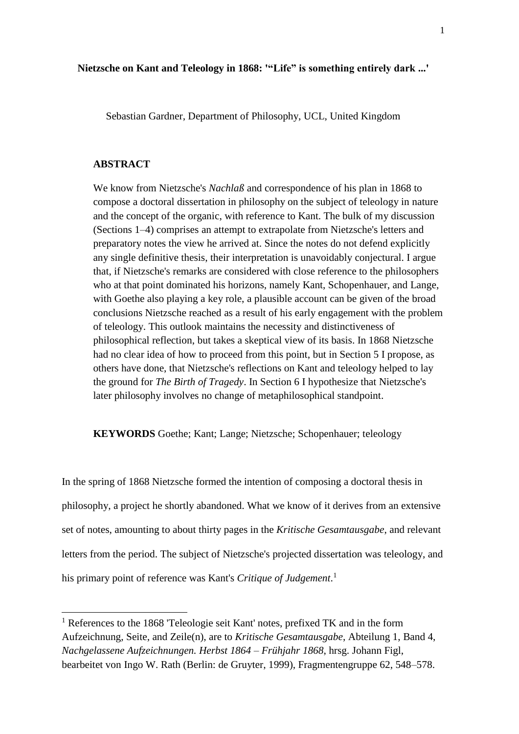# Nietzsche on Kant and Teleology in 1868: '"Life" is something entirely dark ...'

Sebastian Gardner, Department of Philosophy, UCL, United Kingdom

## ABSTRACT

We know from Nietzsche's *Nachlaß* and correspondence of his plan in 1868 to compose a doctoral dissertation in philosophy on the subject of teleology in nature and the concept of the organic, with reference to Kant. The bulk of my discussion (Sections 1–4) comprises an attempt to extrapolate from Nietzsche's letters and preparatory notes the view he arrived at. Since the notes do not defend explicitly any single definitive thesis, their interpretation is unavoidably conjectural. I argue that, if Nietzsche's remarks are considered with close reference to the philosophers who at that point dominated his horizons, namely Kant, Schopenhauer, and Lange, with Goethe also playing a key role, a plausible account can be given of the broad conclusions Nietzsche reached as a result of his early engagement with the problem of teleology. This outlook maintains the necessity and distinctiveness of philosophical reflection, but takes a skeptical view of its basis. In 1868 Nietzsche had no clear idea of how to proceed from this point, but in Section 5 I propose, as others have done, that Nietzsche's reflections on Kant and teleology helped to lay the ground for *The Birth of Tragedy*. In Section 6 I hypothesize that Nietzsche's later philosophy involves no change of metaphilosophical standpoint.

**KEYWORDS** Goethe; Kant; Lange; Nietzsche; Schopenhauer; teleology

In the spring of 1868 Nietzsche formed the intention of composing a doctoral thesis in philosophy, a project he shortly abandoned. What we know of it derives from an extensive set of notes, amounting to about thirty pages in the *Kritische Gesamtausgabe*, and relevant letters from the period. The subject of Nietzsche's projected dissertation was teleology, and his primary point of reference was Kant's *Critique of Judgement*.[1]

[1] References to the 1868 'Teleologie seit Kant' notes, prefixed TK and in the form Aufzeichnung, Seite, and Zeile(n), are to *Kritische Gesamtausgabe*, Abteilung 1, Band 4, *Nachgelassene Aufzeichnungen. Herbst 1864 – Frühjahr 1868*, hrsg. Johann Figl, bearbeitet von Ingo W. Rath (Berlin: de Gruyter, 1999), Fragmentengruppe 62, 548–578.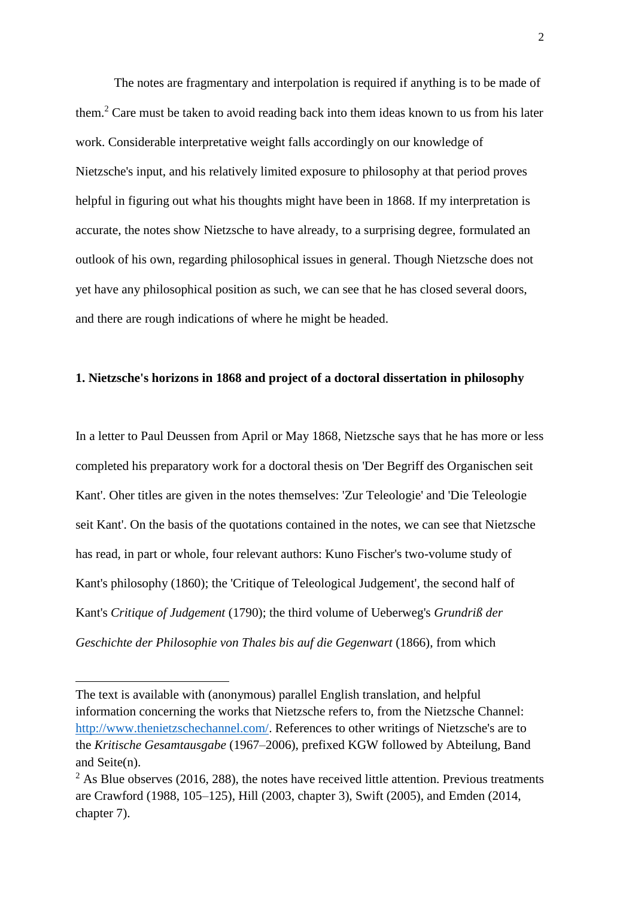The notes are fragmentary and interpolation is required if anything is to be made of them.[2] Care must be taken to avoid reading back into them ideas known to us from his later work. Considerable interpretative weight falls accordingly on our knowledge of Nietzsche's input, and his relatively limited exposure to philosophy at that period proves helpful in figuring out what his thoughts might have been in 1868. If my interpretation is accurate, the notes show Nietzsche to have already, to a surprising degree, formulated an outlook of his own, regarding philosophical issues in general. Though Nietzsche does not yet have any philosophical position as such, we can see that he has closed several doors, and there are rough indications of where he might be headed.

## 1. Nietzsche's horizons in 1868 and project of a doctoral dissertation in philosophy

In a letter to Paul Deussen from April or May 1868, Nietzsche says that he has more or less completed his preparatory work for a doctoral thesis on 'Der Begriff des Organischen seit Kant'. Oher titles are given in the notes themselves: 'Zur Teleologie' and 'Die Teleologie seit Kant'. On the basis of the quotations contained in the notes, we can see that Nietzsche has read, in part or whole, four relevant authors: Kuno Fischer's two-volume study of Kant's philosophy (1860); the 'Critique of Teleological Judgement', the second half of Kant's *Critique of Judgement* (1790); the third volume of Ueberweg's *Grundriß der Geschichte der Philosophie von Thales bis auf die Gegenwart* (1866), from which

---

The text is available with (anonymous) parallel English translation, and helpful information concerning the works that Nietzsche refers to, from the Nietzsche Channel: [http://www.thenietzschechannel.com/](http://www.thenietzschechannel.com/). References to other writings of Nietzsche's are to the *Kritische Gesamtausgabe* (1967–2006), prefixed KGW followed by Abteilung, Band and Seite(n).

[2] As Blue observes (2016, 288), the notes have received little attention. Previous treatments are Crawford (1988, 105–125), Hill (2003, chapter 3), Swift (2005), and Emden (2014, chapter 7).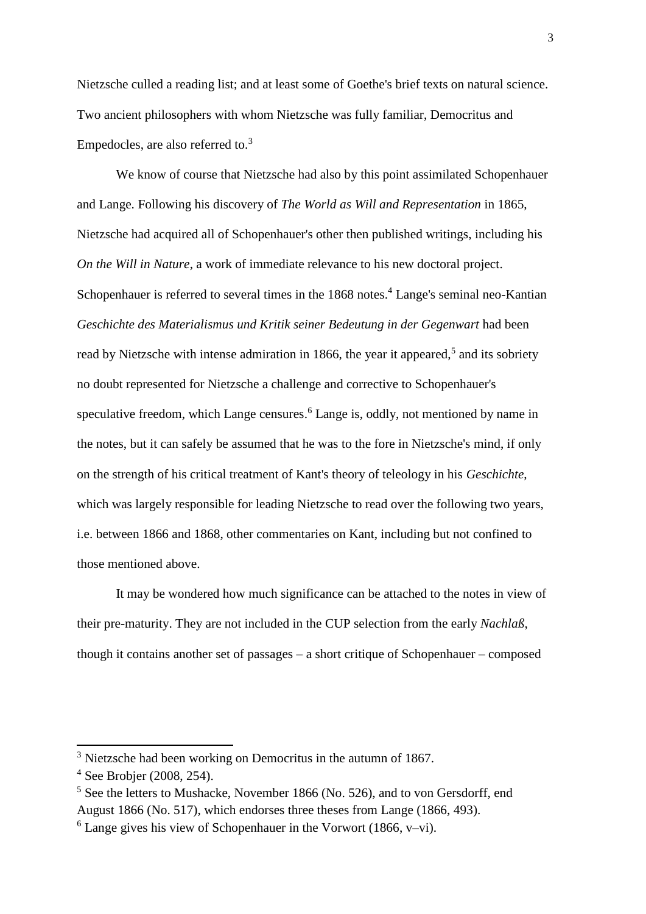Nietzsche culled a reading list; and at least some of Goethe's brief texts on natural science. Two ancient philosophers with whom Nietzsche was fully familiar, Democritus and Empedocles, are also referred to.[3]

We know of course that Nietzsche had also by this point assimilated Schopenhauer and Lange. Following his discovery of *The World as Will and Representation* in 1865, Nietzsche had acquired all of Schopenhauer's other then published writings, including his *On the Will in Nature*, a work of immediate relevance to his new doctoral project. Schopenhauer is referred to several times in the 1868 notes.[4] Lange's seminal neo-Kantian *Geschichte des Materialismus und Kritik seiner Bedeutung in der Gegenwart* had been read by Nietzsche with intense admiration in 1866, the year it appeared,[5] and its sobriety no doubt represented for Nietzsche a challenge and corrective to Schopenhauer's speculative freedom, which Lange censures.[6] Lange is, oddly, not mentioned by name in the notes, but it can safely be assumed that he was to the fore in Nietzsche's mind, if only on the strength of his critical treatment of Kant's theory of teleology in his *Geschichte*, which was largely responsible for leading Nietzsche to read over the following two years, i.e. between 1866 and 1868, other commentaries on Kant, including but not confined to those mentioned above.

It may be wondered how much significance can be attached to the notes in view of their pre-maturity. They are not included in the CUP selection from the early *Nachlaß*, though it contains another set of passages – a short critique of Schopenhauer – composed

---

[3] Nietzsche had been working on Democritus in the autumn of 1867.

[4] See Brobjer (2008, 254).

[5] See the letters to Mushacke, November 1866 (No. 526), and to von Gersdorff, end August 1866 (No. 517), which endorses three theses from Lange (1866, 493).

[6] Lange gives his view of Schopenhauer in the Vorwort (1866, v–vi).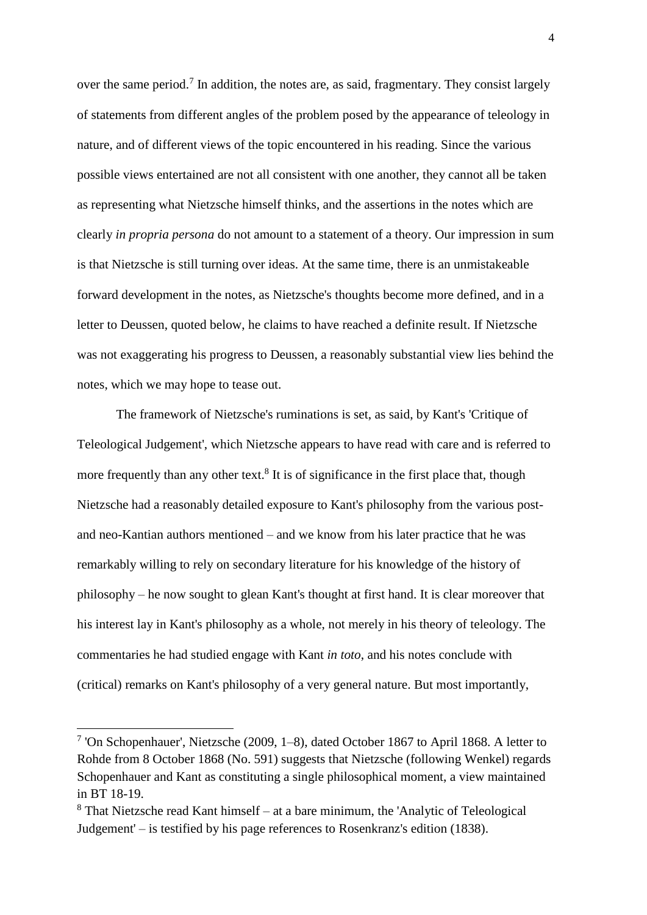over the same period.[7] In addition, the notes are, as said, fragmentary. They consist largely of statements from different angles of the problem posed by the appearance of teleology in nature, and of different views of the topic encountered in his reading. Since the various possible views entertained are not all consistent with one another, they cannot all be taken as representing what Nietzsche himself thinks, and the assertions in the notes which are clearly *in propria persona* do not amount to a statement of a theory. Our impression in sum is that Nietzsche is still turning over ideas. At the same time, there is an unmistakeable forward development in the notes, as Nietzsche's thoughts become more defined, and in a letter to Deussen, quoted below, he claims to have reached a definite result. If Nietzsche was not exaggerating his progress to Deussen, a reasonably substantial view lies behind the notes, which we may hope to tease out.

The framework of Nietzsche's ruminations is set, as said, by Kant's 'Critique of Teleological Judgement', which Nietzsche appears to have read with care and is referred to more frequently than any other text.[8] It is of significance in the first place that, though Nietzsche had a reasonably detailed exposure to Kant's philosophy from the various post- and neo-Kantian authors mentioned – and we know from his later practice that he was remarkably willing to rely on secondary literature for his knowledge of the history of philosophy – he now sought to glean Kant's thought at first hand. It is clear moreover that his interest lay in Kant's philosophy as a whole, not merely in his theory of teleology. The commentaries he had studied engage with Kant *in toto*, and his notes conclude with (critical) remarks on Kant's philosophy of a very general nature. But most importantly,

[7] 'On Schopenhauer', Nietzsche (2009, 1–8), dated October 1867 to April 1868. A letter to Rohde from 8 October 1868 (No. 591) suggests that Nietzsche (following Wenkel) regards Schopenhauer and Kant as constituting a single philosophical moment, a view maintained in BT 18-19.

[8] That Nietzsche read Kant himself – at a bare minimum, the 'Analytic of Teleological Judgement' – is testified by his page references to Rosenkranz's edition (1838).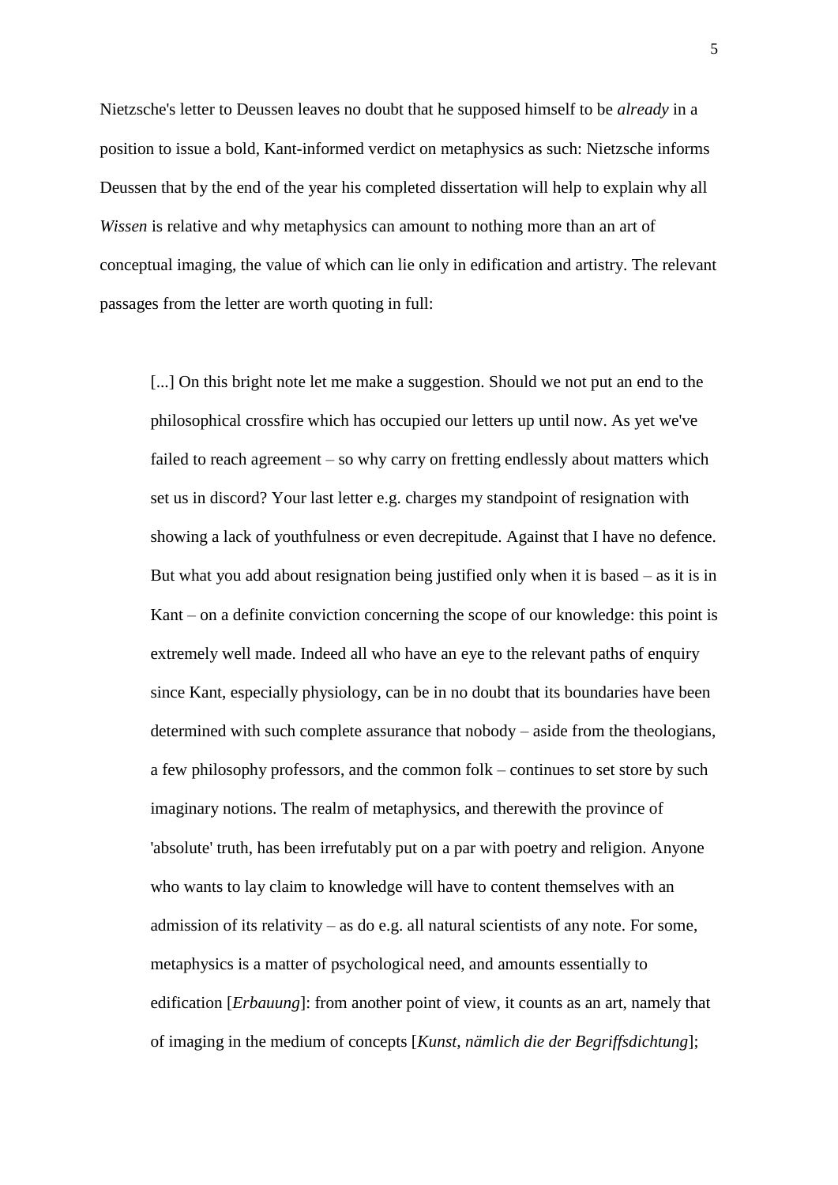Nietzsche's letter to Deussen leaves no doubt that he supposed himself to be *already* in a position to issue a bold, Kant-informed verdict on metaphysics as such: Nietzsche informs Deussen that by the end of the year his completed dissertation will help to explain why all *Wissen* is relative and why metaphysics can amount to nothing more than an art of conceptual imaging, the value of which can lie only in edification and artistry. The relevant passages from the letter are worth quoting in full:

> [...] On this bright note let me make a suggestion. Should we not put an end to the philosophical crossfire which has occupied our letters up until now. As yet we've failed to reach agreement – so why carry on fretting endlessly about matters which set us in discord? Your last letter e.g. charges my standpoint of resignation with showing a lack of youthfulness or even decrepitude. Against that I have no defence. But what you add about resignation being justified only when it is based – as it is in Kant – on a definite conviction concerning the scope of our knowledge: this point is extremely well made. Indeed all who have an eye to the relevant paths of enquiry since Kant, especially physiology, can be in no doubt that its boundaries have been determined with such complete assurance that nobody – aside from the theologians, a few philosophy professors, and the common folk – continues to set store by such imaginary notions. The realm of metaphysics, and therewith the province of 'absolute' truth, has been irrefutably put on a par with poetry and religion. Anyone who wants to lay claim to knowledge will have to content themselves with an admission of its relativity – as do e.g. all natural scientists of any note. For some, metaphysics is a matter of psychological need, and amounts essentially to edification [*Erbauung*]: from another point of view, it counts as an art, namely that of imaging in the medium of concepts [*Kunst, nämlich die der Begriffsdichtung*];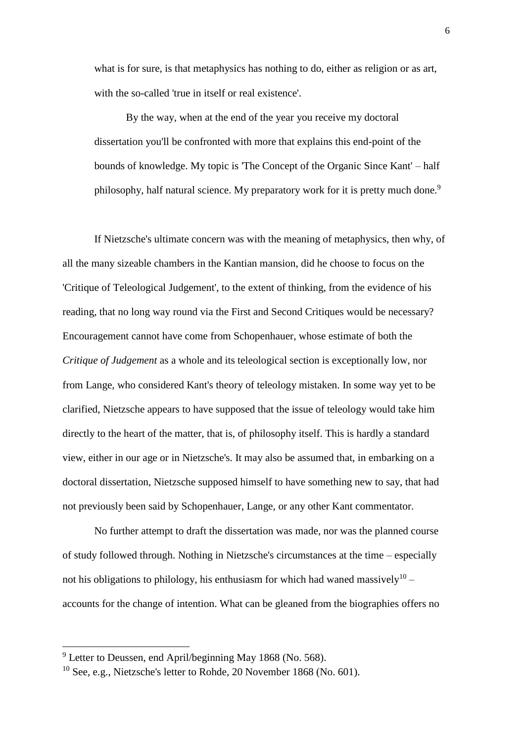what is for sure, is that metaphysics has nothing to do, either as religion or as art, with the so-called 'true in itself or real existence'.

> By the way, when at the end of the year you receive my doctoral dissertation you'll be confronted with more that explains this end-point of the bounds of knowledge. My topic is 'The Concept of the Organic Since Kant' – half philosophy, half natural science. My preparatory work for it is pretty much done.[9]

If Nietzsche's ultimate concern was with the meaning of metaphysics, then why, of all the many sizeable chambers in the Kantian mansion, did he choose to focus on the 'Critique of Teleological Judgement', to the extent of thinking, from the evidence of his reading, that no long way round via the First and Second Critiques would be necessary? Encouragement cannot have come from Schopenhauer, whose estimate of both the *Critique of Judgement* as a whole and its teleological section is exceptionally low, nor from Lange, who considered Kant's theory of teleology mistaken. In some way yet to be clarified, Nietzsche appears to have supposed that the issue of teleology would take him directly to the heart of the matter, that is, of philosophy itself. This is hardly a standard view, either in our age or in Nietzsche's. It may also be assumed that, in embarking on a doctoral dissertation, Nietzsche supposed himself to have something new to say, that had not previously been said by Schopenhauer, Lange, or any other Kant commentator.

No further attempt to draft the dissertation was made, nor was the planned course of study followed through. Nothing in Nietzsche's circumstances at the time – especially not his obligations to philology, his enthusiasm for which had waned massively[10] – accounts for the change of intention. What can be gleaned from the biographies offers no

[9] Letter to Deussen, end April/beginning May 1868 (No. 568).

[10] See, e.g., Nietzsche's letter to Rohde, 20 November 1868 (No. 601).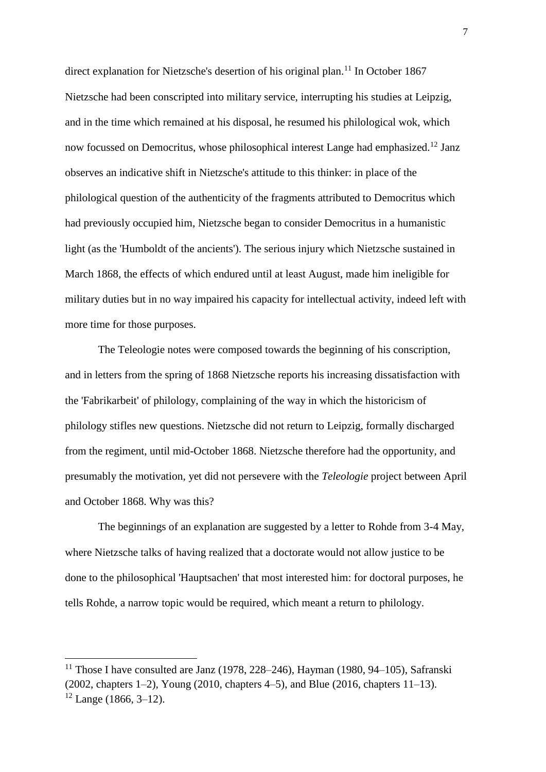direct explanation for Nietzsche's desertion of his original plan.[11] In October 1867 Nietzsche had been conscripted into military service, interrupting his studies at Leipzig, and in the time which remained at his disposal, he resumed his philological wok, which now focussed on Democritus, whose philosophical interest Lange had emphasized.[12] Janz observes an indicative shift in Nietzsche's attitude to this thinker: in place of the philological question of the authenticity of the fragments attributed to Democritus which had previously occupied him, Nietzsche began to consider Democritus in a humanistic light (as the 'Humboldt of the ancients'). The serious injury which Nietzsche sustained in March 1868, the effects of which endured until at least August, made him ineligible for military duties but in no way impaired his capacity for intellectual activity, indeed left with more time for those purposes.

The Teleologie notes were composed towards the beginning of his conscription, and in letters from the spring of 1868 Nietzsche reports his increasing dissatisfaction with the 'Fabrikarbeit' of philology, complaining of the way in which the historicism of philology stifles new questions. Nietzsche did not return to Leipzig, formally discharged from the regiment, until mid-October 1868. Nietzsche therefore had the opportunity, and presumably the motivation, yet did not persevere with the *Teleologie* project between April and October 1868. Why was this?

The beginnings of an explanation are suggested by a letter to Rohde from 3-4 May, where Nietzsche talks of having realized that a doctorate would not allow justice to be done to the philosophical 'Hauptsachen' that most interested him: for doctoral purposes, he tells Rohde, a narrow topic would be required, which meant a return to philology.

---

[11] Those I have consulted are Janz (1978, 228–246), Hayman (1980, 94–105), Safranski (2002, chapters 1–2), Young (2010, chapters 4–5), and Blue (2016, chapters 11–13).

[12] Lange (1866, 3–12).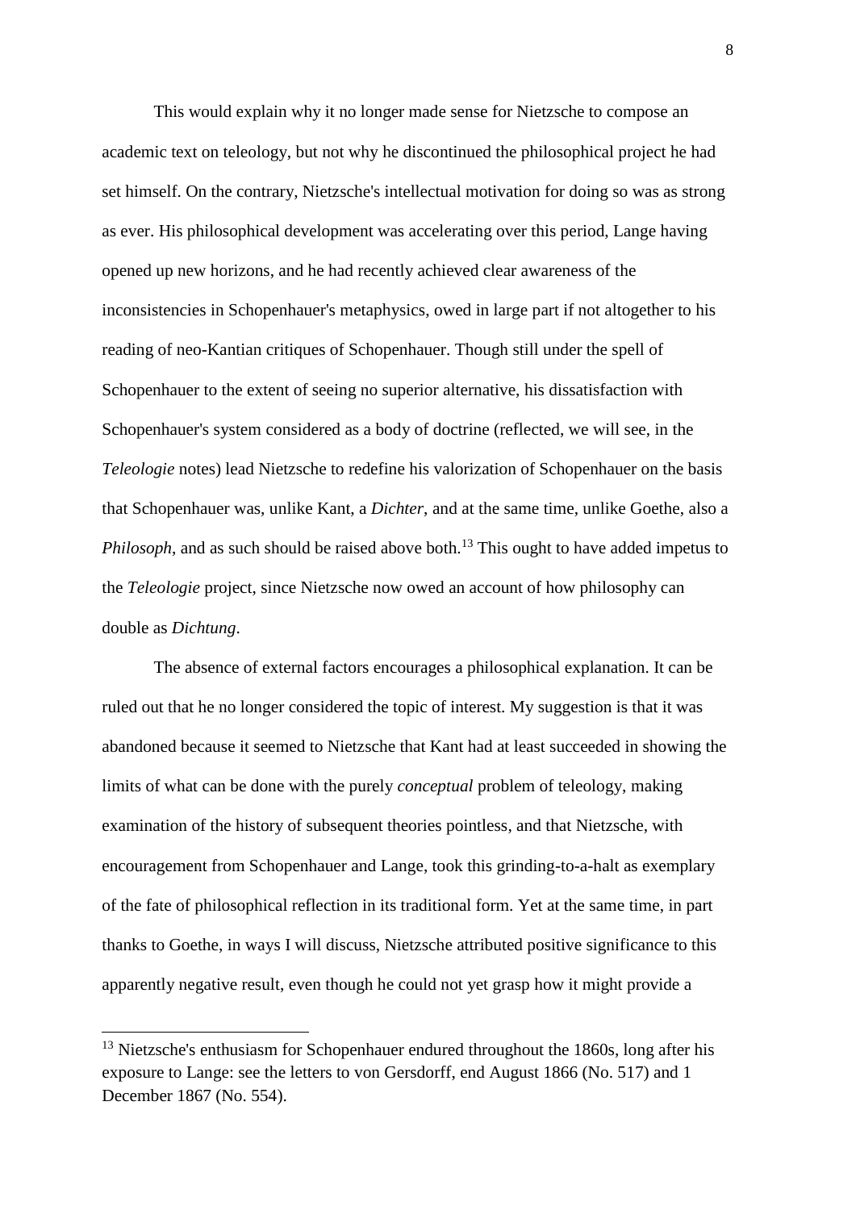This would explain why it no longer made sense for Nietzsche to compose an academic text on teleology, but not why he discontinued the philosophical project he had set himself. On the contrary, Nietzsche's intellectual motivation for doing so was as strong as ever. His philosophical development was accelerating over this period, Lange having opened up new horizons, and he had recently achieved clear awareness of the inconsistencies in Schopenhauer's metaphysics, owed in large part if not altogether to his reading of neo-Kantian critiques of Schopenhauer. Though still under the spell of Schopenhauer to the extent of seeing no superior alternative, his dissatisfaction with Schopenhauer's system considered as a body of doctrine (reflected, we will see, in the *Teleologie* notes) lead Nietzsche to redefine his valorization of Schopenhauer on the basis that Schopenhauer was, unlike Kant, a *Dichter*, and at the same time, unlike Goethe, also a *Philosoph*, and as such should be raised above both.[13] This ought to have added impetus to the *Teleologie* project, since Nietzsche now owed an account of how philosophy can double as *Dichtung*.

The absence of external factors encourages a philosophical explanation. It can be ruled out that he no longer considered the topic of interest. My suggestion is that it was abandoned because it seemed to Nietzsche that Kant had at least succeeded in showing the limits of what can be done with the purely *conceptual* problem of teleology, making examination of the history of subsequent theories pointless, and that Nietzsche, with encouragement from Schopenhauer and Lange, took this grinding-to-a-halt as exemplary of the fate of philosophical reflection in its traditional form. Yet at the same time, in part thanks to Goethe, in ways I will discuss, Nietzsche attributed positive significance to this apparently negative result, even though he could not yet grasp how it might provide a

[13] Nietzsche's enthusiasm for Schopenhauer endured throughout the 1860s, long after his exposure to Lange: see the letters to von Gersdorff, end August 1866 (No. 517) and 1 December 1867 (No. 554).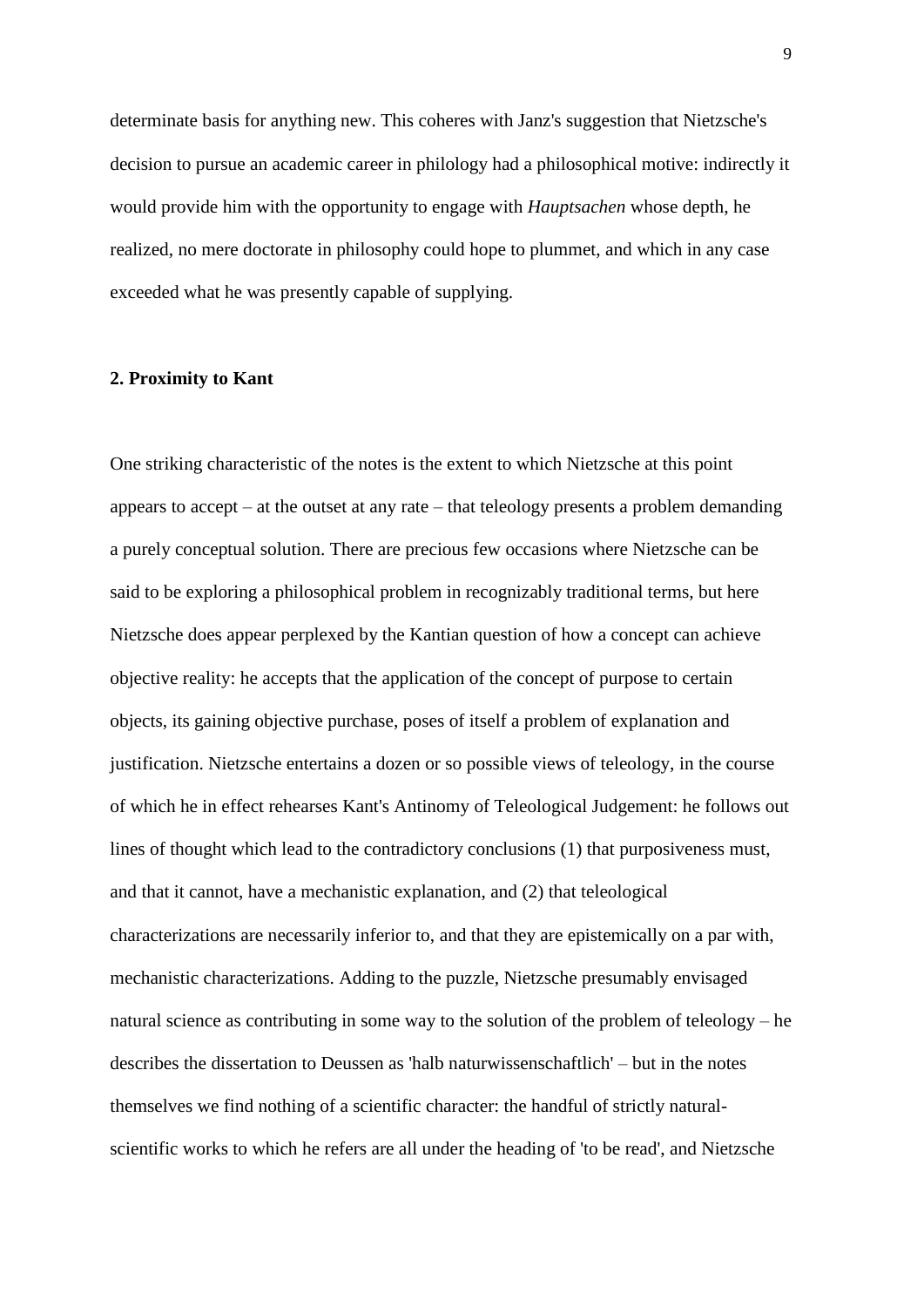determinate basis for anything new. This coheres with Janz's suggestion that Nietzsche's decision to pursue an academic career in philology had a philosophical motive: indirectly it would provide him with the opportunity to engage with *Hauptsachen* whose depth, he realized, no mere doctorate in philosophy could hope to plummet, and which in any case exceeded what he was presently capable of supplying.

## 2. Proximity to Kant

One striking characteristic of the notes is the extent to which Nietzsche at this point appears to accept – at the outset at any rate – that teleology presents a problem demanding a purely conceptual solution. There are precious few occasions where Nietzsche can be said to be exploring a philosophical problem in recognizably traditional terms, but here Nietzsche does appear perplexed by the Kantian question of how a concept can achieve objective reality: he accepts that the application of the concept of purpose to certain objects, its gaining objective purchase, poses of itself a problem of explanation and justification. Nietzsche entertains a dozen or so possible views of teleology, in the course of which he in effect rehearses Kant's Antinomy of Teleological Judgement: he follows out lines of thought which lead to the contradictory conclusions (1) that purposiveness must, and that it cannot, have a mechanistic explanation, and (2) that teleological characterizations are necessarily inferior to, and that they are epistemically on a par with, mechanistic characterizations. Adding to the puzzle, Nietzsche presumably envisaged natural science as contributing in some way to the solution of the problem of teleology – he describes the dissertation to Deussen as 'halb naturwissenschaftlich' – but in the notes themselves we find nothing of a scientific character: the handful of strictly natural-scientific works to which he refers are all under the heading of 'to be read', and Nietzsche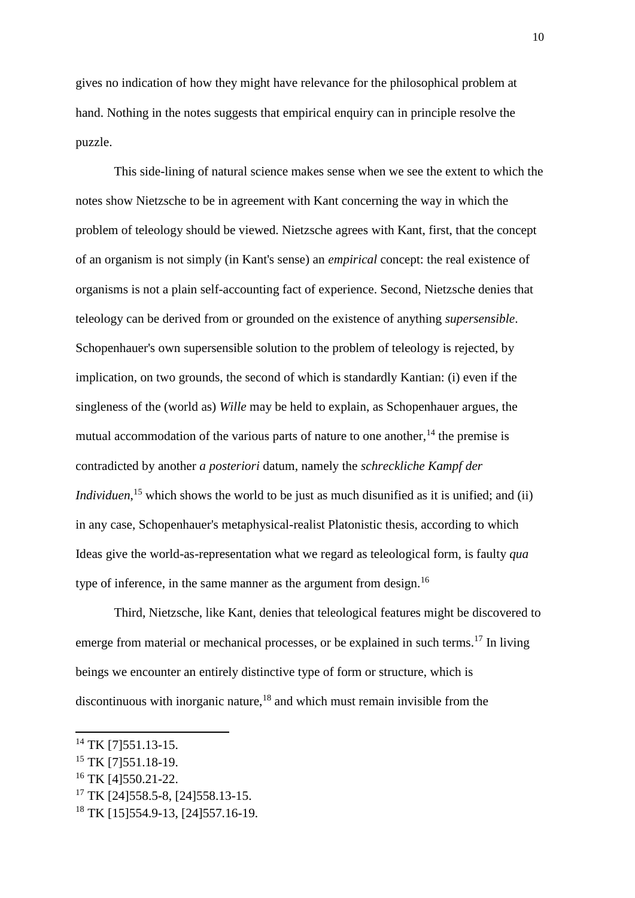gives no indication of how they might have relevance for the philosophical problem at hand. Nothing in the notes suggests that empirical enquiry can in principle resolve the puzzle.

This side-lining of natural science makes sense when we see the extent to which the notes show Nietzsche to be in agreement with Kant concerning the way in which the problem of teleology should be viewed. Nietzsche agrees with Kant, first, that the concept of an organism is not simply (in Kant's sense) an *empirical* concept: the real existence of organisms is not a plain self-accounting fact of experience. Second, Nietzsche denies that teleology can be derived from or grounded on the existence of anything *supersensible*. Schopenhauer's own supersensible solution to the problem of teleology is rejected, by implication, on two grounds, the second of which is standardly Kantian: (i) even if the singleness of the (world as) *Wille* may be held to explain, as Schopenhauer argues, the mutual accommodation of the various parts of nature to one another,[14] the premise is contradicted by another *a posteriori* datum, namely the *schreckliche Kampf der Individuen*,[15] which shows the world to be just as much disunified as it is unified; and (ii) in any case, Schopenhauer's metaphysical-realist Platonistic thesis, according to which Ideas give the world-as-representation what we regard as teleological form, is faulty *qua* type of inference, in the same manner as the argument from design.[16]

Third, Nietzsche, like Kant, denies that teleological features might be discovered to emerge from material or mechanical processes, or be explained in such terms.[17] In living beings we encounter an entirely distinctive type of form or structure, which is discontinuous with inorganic nature,[18] and which must remain invisible from the

---

[14] TK [7]551.13-15.

[15] TK [7]551.18-19.

[16] TK [4]550.21-22.

[17] TK [24]558.5-8, [24]558.13-15.

[18] TK [15]554.9-13, [24]557.16-19.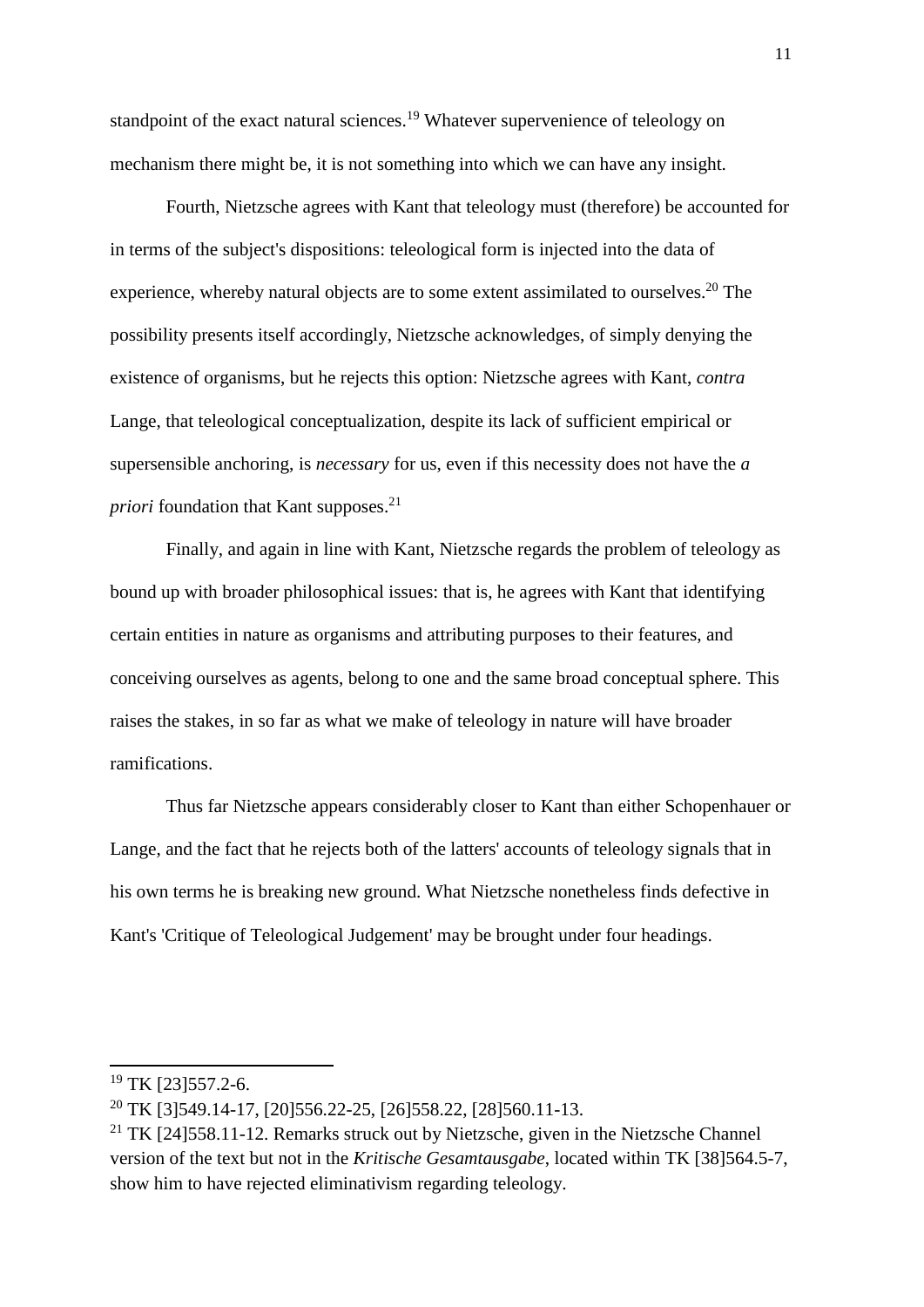standpoint of the exact natural sciences.[19] Whatever supervenience of teleology on mechanism there might be, it is not something into which we can have any insight.

Fourth, Nietzsche agrees with Kant that teleology must (therefore) be accounted for in terms of the subject's dispositions: teleological form is injected into the data of experience, whereby natural objects are to some extent assimilated to ourselves.[20] The possibility presents itself accordingly, Nietzsche acknowledges, of simply denying the existence of organisms, but he rejects this option: Nietzsche agrees with Kant, *contra* Lange, that teleological conceptualization, despite its lack of sufficient empirical or supersensible anchoring, is *necessary* for us, even if this necessity does not have the *a priori* foundation that Kant supposes.[21]

Finally, and again in line with Kant, Nietzsche regards the problem of teleology as bound up with broader philosophical issues: that is, he agrees with Kant that identifying certain entities in nature as organisms and attributing purposes to their features, and conceiving ourselves as agents, belong to one and the same broad conceptual sphere. This raises the stakes, in so far as what we make of teleology in nature will have broader ramifications.

Thus far Nietzsche appears considerably closer to Kant than either Schopenhauer or Lange, and the fact that he rejects both of the latters' accounts of teleology signals that in his own terms he is breaking new ground. What Nietzsche nonetheless finds defective in Kant's 'Critique of Teleological Judgement' may be brought under four headings.

---

[19] TK [23]557.2-6.

[20] TK [3]549.14-17, [20]556.22-25, [26]558.22, [28]560.11-13.

[21] TK [24]558.11-12. Remarks struck out by Nietzsche, given in the Nietzsche Channel version of the text but not in the *Kritische Gesamtausgabe*, located within TK [38]564.5-7, show him to have rejected eliminativism regarding teleology.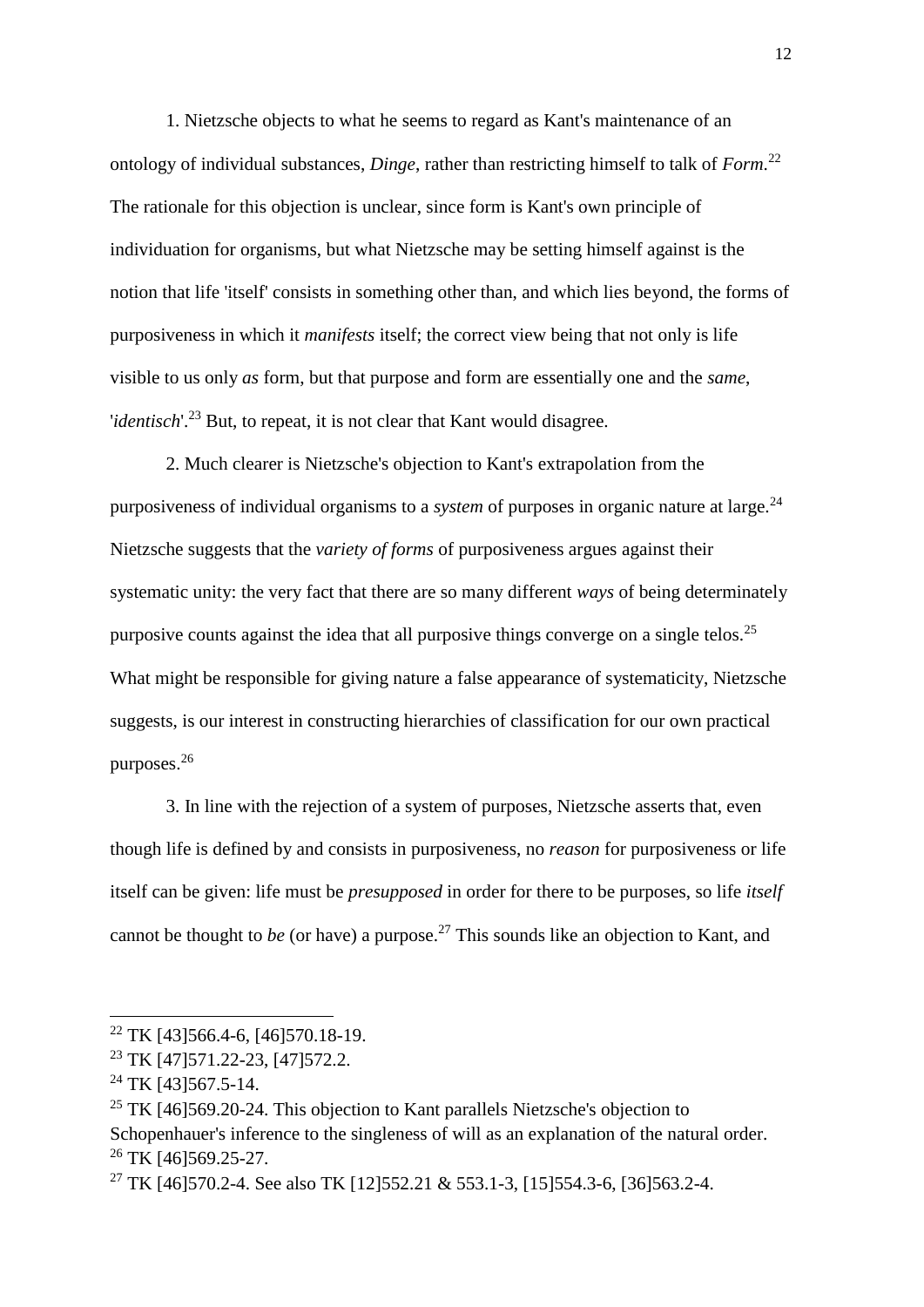1. Nietzsche objects to what he seems to regard as Kant's maintenance of an ontology of individual substances, *Dinge*, rather than restricting himself to talk of *Form*.[22] The rationale for this objection is unclear, since form is Kant's own principle of individuation for organisms, but what Nietzsche may be setting himself against is the notion that life 'itself' consists in something other than, and which lies beyond, the forms of purposiveness in which it *manifests* itself; the correct view being that not only is life visible to us only *as* form, but that purpose and form are essentially one and the *same*, '*identisch*'.[23] But, to repeat, it is not clear that Kant would disagree.

2. Much clearer is Nietzsche's objection to Kant's extrapolation from the purposiveness of individual organisms to a *system* of purposes in organic nature at large.[24] Nietzsche suggests that the *variety of forms* of purposiveness argues against their systematic unity: the very fact that there are so many different *ways* of being determinately purposive counts against the idea that all purposive things converge on a single telos.[25] What might be responsible for giving nature a false appearance of systematicity, Nietzsche suggests, is our interest in constructing hierarchies of classification for our own practical purposes.[26]

3. In line with the rejection of a system of purposes, Nietzsche asserts that, even though life is defined by and consists in purposiveness, no *reason* for purposiveness or life itself can be given: life must be *presupposed* in order for there to be purposes, so life *itself* cannot be thought to *be* (or have) a purpose.[27] This sounds like an objection to Kant, and

---

[22] TK [43]566.4-6, [46]570.18-19.

[23] TK [47]571.22-23, [47]572.2.

[24] TK [43]567.5-14.

[25] TK [46]569.20-24. This objection to Kant parallels Nietzsche's objection to Schopenhauer's inference to the singleness of will as an explanation of the natural order.

[26] TK [46]569.25-27.

[27] TK [46]570.2-4. See also TK [12]552.21 & 553.1-3, [15]554.3-6, [36]563.2-4.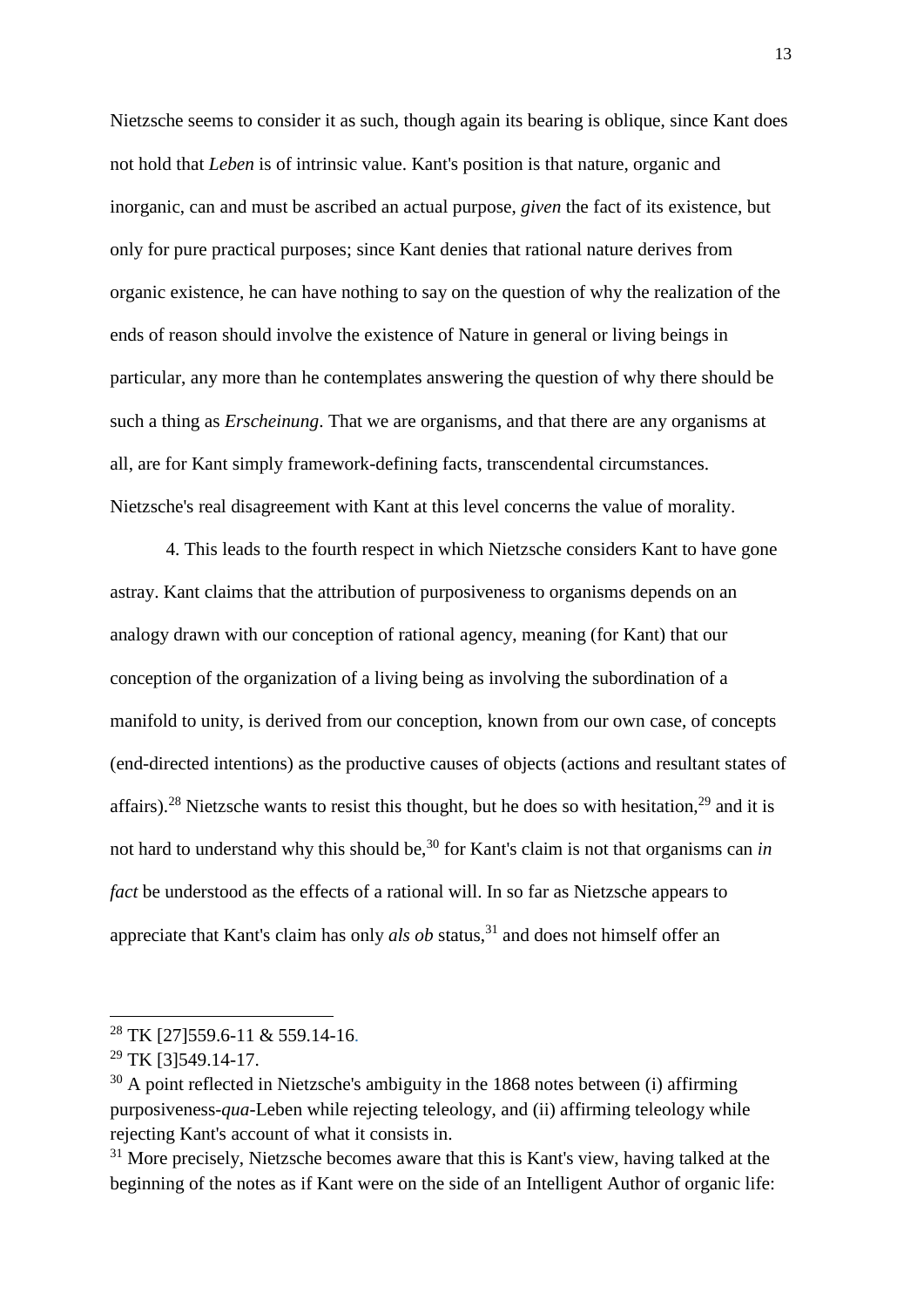Nietzsche seems to consider it as such, though again its bearing is oblique, since Kant does not hold that *Leben* is of intrinsic value. Kant's position is that nature, organic and inorganic, can and must be ascribed an actual purpose, *given* the fact of its existence, but only for pure practical purposes; since Kant denies that rational nature derives from organic existence, he can have nothing to say on the question of why the realization of the ends of reason should involve the existence of Nature in general or living beings in particular, any more than he contemplates answering the question of why there should be such a thing as *Erscheinung*. That we are organisms, and that there are any organisms at all, are for Kant simply framework-defining facts, transcendental circumstances. Nietzsche's real disagreement with Kant at this level concerns the value of morality.

4. This leads to the fourth respect in which Nietzsche considers Kant to have gone astray. Kant claims that the attribution of purposiveness to organisms depends on an analogy drawn with our conception of rational agency, meaning (for Kant) that our conception of the organization of a living being as involving the subordination of a manifold to unity, is derived from our conception, known from our own case, of concepts (end-directed intentions) as the productive causes of objects (actions and resultant states of affairs).[28] Nietzsche wants to resist this thought, but he does so with hesitation,[29] and it is not hard to understand why this should be,[30] for Kant's claim is not that organisms can *in fact* be understood as the effects of a rational will. In so far as Nietzsche appears to appreciate that Kant's claim has only *als ob* status,[31] and does not himself offer an

---

[28] TK [27]559.6-11 & 559.14-16.

[29] TK [3]549.14-17.

[30] A point reflected in Nietzsche's ambiguity in the 1868 notes between (i) affirming purposiveness-*qua*-Leben while rejecting teleology, and (ii) affirming teleology while rejecting Kant's account of what it consists in.

[31] More precisely, Nietzsche becomes aware that this is Kant's view, having talked at the beginning of the notes as if Kant were on the side of an Intelligent Author of organic life: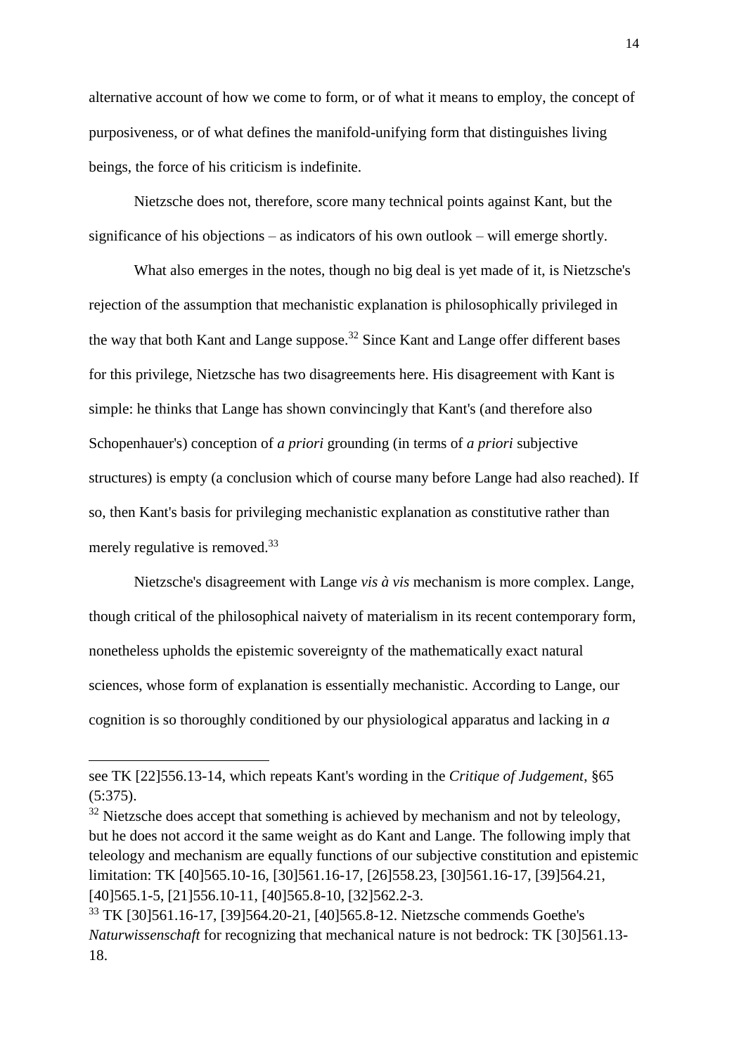alternative account of how we come to form, or of what it means to employ, the concept of purposiveness, or of what defines the manifold-unifying form that distinguishes living beings, the force of his criticism is indefinite.

Nietzsche does not, therefore, score many technical points against Kant, but the significance of his objections – as indicators of his own outlook – will emerge shortly.

What also emerges in the notes, though no big deal is yet made of it, is Nietzsche's rejection of the assumption that mechanistic explanation is philosophically privileged in the way that both Kant and Lange suppose.[32] Since Kant and Lange offer different bases for this privilege, Nietzsche has two disagreements here. His disagreement with Kant is simple: he thinks that Lange has shown convincingly that Kant's (and therefore also Schopenhauer's) conception of *a priori* grounding (in terms of *a priori* subjective structures) is empty (a conclusion which of course many before Lange had also reached). If so, then Kant's basis for privileging mechanistic explanation as constitutive rather than merely regulative is removed.[33]

Nietzsche's disagreement with Lange *vis à vis* mechanism is more complex. Lange, though critical of the philosophical naivety of materialism in its recent contemporary form, nonetheless upholds the epistemic sovereignty of the mathematically exact natural sciences, whose form of explanation is essentially mechanistic. According to Lange, our cognition is so thoroughly conditioned by our physiological apparatus and lacking in *a*

---

see TK [22]556.13-14, which repeats Kant's wording in the *Critique of Judgement*, §65 (5:375).

[32] Nietzsche does accept that something is achieved by mechanism and not by teleology, but he does not accord it the same weight as do Kant and Lange. The following imply that teleology and mechanism are equally functions of our subjective constitution and epistemic limitation: TK [40]565.10-16, [30]561.16-17, [26]558.23, [30]561.16-17, [39]564.21, [40]565.1-5, [21]556.10-11, [40]565.8-10, [32]562.2-3.

[33] TK [30]561.16-17, [39]564.20-21, [40]565.8-12. Nietzsche commends Goethe's *Naturwissenschaft* for recognizing that mechanical nature is not bedrock: TK [30]561.13-18.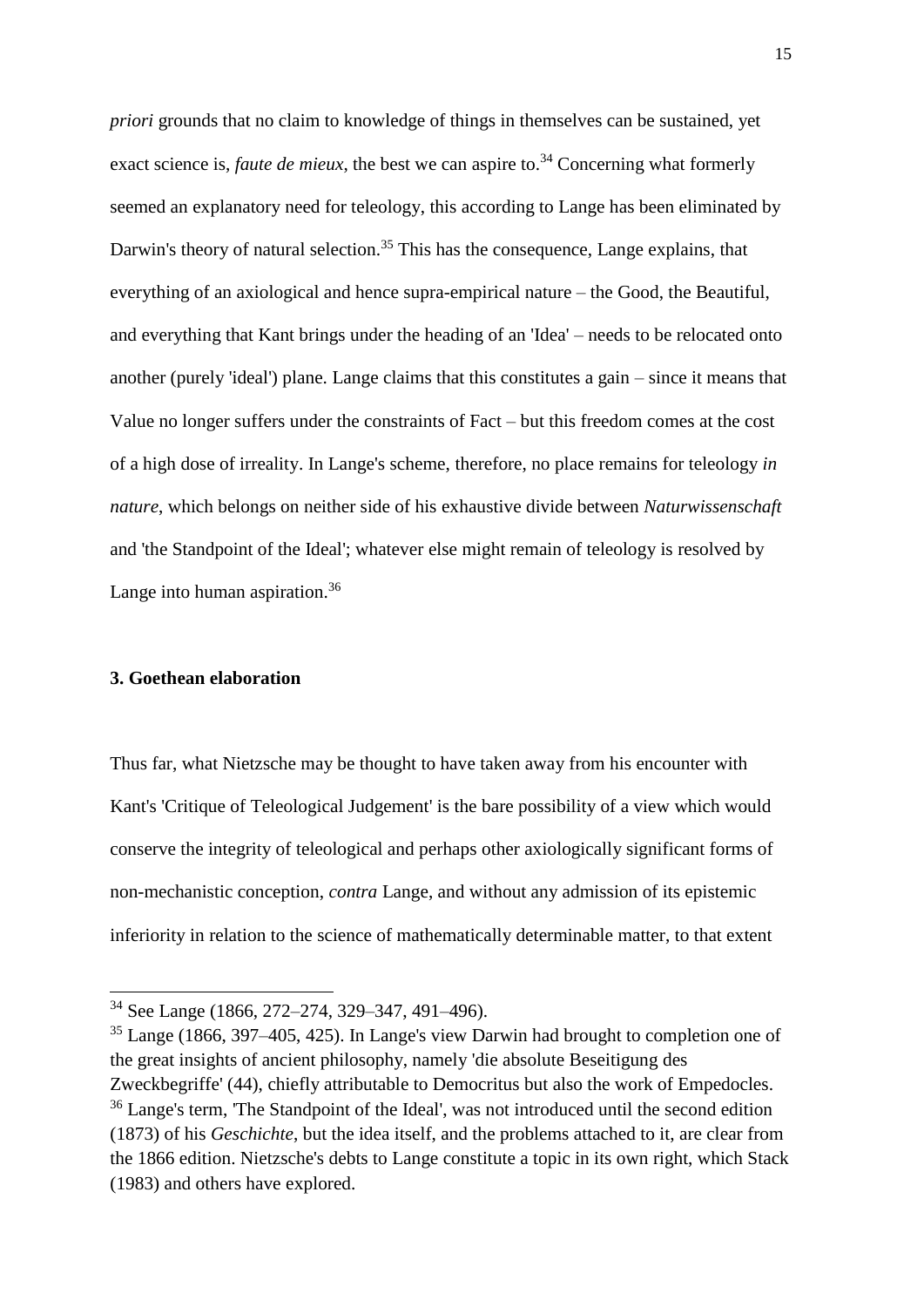*priori* grounds that no claim to knowledge of things in themselves can be sustained, yet exact science is, *faute de mieux*, the best we can aspire to.[34] Concerning what formerly seemed an explanatory need for teleology, this according to Lange has been eliminated by Darwin's theory of natural selection.[35] This has the consequence, Lange explains, that everything of an axiological and hence supra-empirical nature – the Good, the Beautiful, and everything that Kant brings under the heading of an 'Idea' – needs to be relocated onto another (purely 'ideal') plane. Lange claims that this constitutes a gain – since it means that Value no longer suffers under the constraints of Fact – but this freedom comes at the cost of a high dose of irreality. In Lange's scheme, therefore, no place remains for teleology *in nature*, which belongs on neither side of his exhaustive divide between *Naturwissenschaft* and 'the Standpoint of the Ideal'; whatever else might remain of teleology is resolved by Lange into human aspiration.[36]

### 3. Goethean elaboration

Thus far, what Nietzsche may be thought to have taken away from his encounter with Kant's 'Critique of Teleological Judgement' is the bare possibility of a view which would conserve the integrity of teleological and perhaps other axiologically significant forms of non-mechanistic conception, *contra* Lange, and without any admission of its epistemic inferiority in relation to the science of mathematically determinable matter, to that extent

---

[34] See Lange (1866, 272–274, 329–347, 491–496).

[35] Lange (1866, 397–405, 425). In Lange's view Darwin had brought to completion one of the great insights of ancient philosophy, namely 'die absolute Beseitigung des Zweckbegriffe' (44), chiefly attributable to Democritus but also the work of Empedocles.

[36] Lange's term, 'The Standpoint of the Ideal', was not introduced until the second edition (1873) of his *Geschichte*, but the idea itself, and the problems attached to it, are clear from the 1866 edition. Nietzsche's debts to Lange constitute a topic in its own right, which Stack (1983) and others have explored.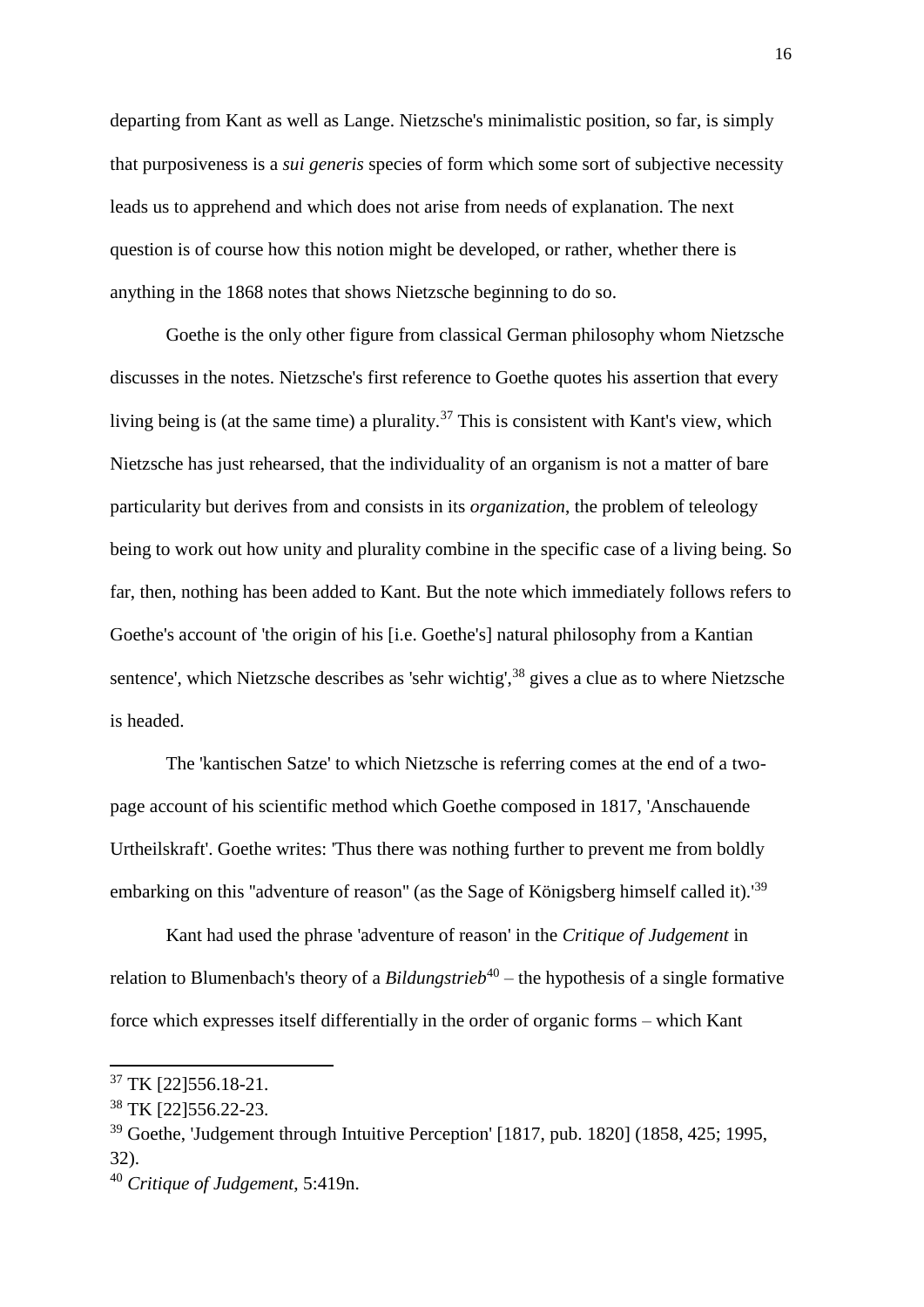departing from Kant as well as Lange. Nietzsche's minimalistic position, so far, is simply that purposiveness is a *sui generis* species of form which some sort of subjective necessity leads us to apprehend and which does not arise from needs of explanation. The next question is of course how this notion might be developed, or rather, whether there is anything in the 1868 notes that shows Nietzsche beginning to do so.

Goethe is the only other figure from classical German philosophy whom Nietzsche discusses in the notes. Nietzsche's first reference to Goethe quotes his assertion that every living being is (at the same time) a plurality.[37] This is consistent with Kant's view, which Nietzsche has just rehearsed, that the individuality of an organism is not a matter of bare particularity but derives from and consists in its *organization*, the problem of teleology being to work out how unity and plurality combine in the specific case of a living being. So far, then, nothing has been added to Kant. But the note which immediately follows refers to Goethe's account of 'the origin of his [i.e. Goethe's] natural philosophy from a Kantian sentence', which Nietzsche describes as 'sehr wichtig',[38] gives a clue as to where Nietzsche is headed.

The 'kantischen Satze' to which Nietzsche is referring comes at the end of a two-page account of his scientific method which Goethe composed in 1817, 'Anschauende Urtheilskraft'. Goethe writes: 'Thus there was nothing further to prevent me from boldly embarking on this "adventure of reason" (as the Sage of Königsberg himself called it).'[39]

Kant had used the phrase 'adventure of reason' in the *Critique of Judgement* in relation to Blumenbach's theory of a *Bildungstrieb*[40] – the hypothesis of a single formative force which expresses itself differentially in the order of organic forms – which Kant

---

[37] TK [22]556.18-21.

[38] TK [22]556.22-23.

[39] Goethe, 'Judgement through Intuitive Perception' [1817, pub. 1820] (1858, 425; 1995, 32).

[40] *Critique of Judgement*, 5:419n.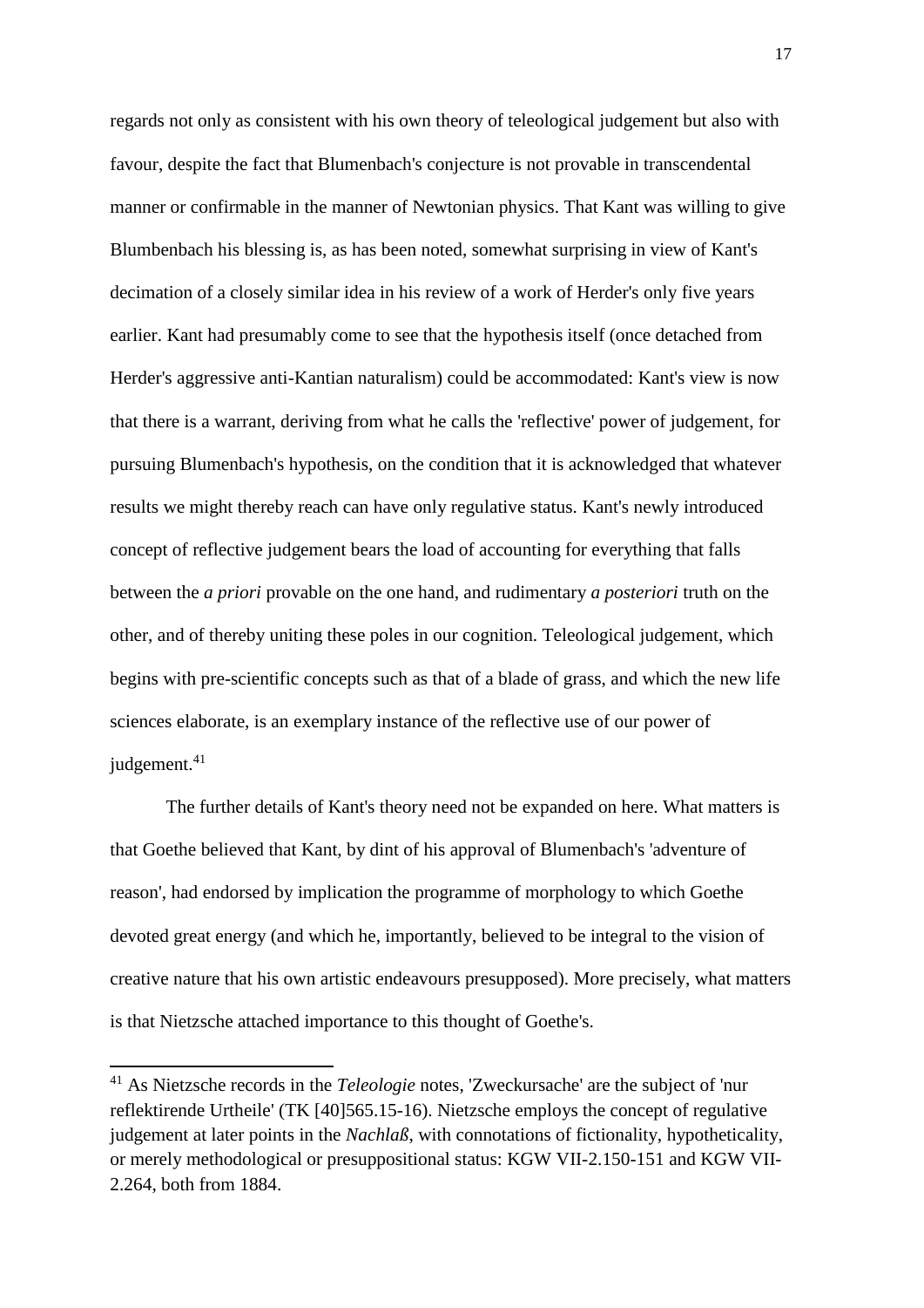regards not only as consistent with his own theory of teleological judgement but also with favour, despite the fact that Blumenbach's conjecture is not provable in transcendental manner or confirmable in the manner of Newtonian physics. That Kant was willing to give Blumbenbach his blessing is, as has been noted, somewhat surprising in view of Kant's decimation of a closely similar idea in his review of a work of Herder's only five years earlier. Kant had presumably come to see that the hypothesis itself (once detached from Herder's aggressive anti-Kantian naturalism) could be accommodated: Kant's view is now that there is a warrant, deriving from what he calls the 'reflective' power of judgement, for pursuing Blumenbach's hypothesis, on the condition that it is acknowledged that whatever results we might thereby reach can have only regulative status. Kant's newly introduced concept of reflective judgement bears the load of accounting for everything that falls between the *a priori* provable on the one hand, and rudimentary *a posteriori* truth on the other, and of thereby uniting these poles in our cognition. Teleological judgement, which begins with pre-scientific concepts such as that of a blade of grass, and which the new life sciences elaborate, is an exemplary instance of the reflective use of our power of judgement.[41]

The further details of Kant's theory need not be expanded on here. What matters is that Goethe believed that Kant, by dint of his approval of Blumenbach's 'adventure of reason', had endorsed by implication the programme of morphology to which Goethe devoted great energy (and which he, importantly, believed to be integral to the vision of creative nature that his own artistic endeavours presupposed). More precisely, what matters is that Nietzsche attached importance to this thought of Goethe's.

---

[41] As Nietzsche records in the *Teleologie* notes, 'Zweckursache' are the subject of 'nur reflektirende Urtheile' (TK [40]565.15-16). Nietzsche employs the concept of regulative judgement at later points in the *Nachlaß*, with connotations of fictionality, hypotheticality, or merely methodological or presuppositional status: KGW VII-2.150-151 and KGW VII-2.264, both from 1884.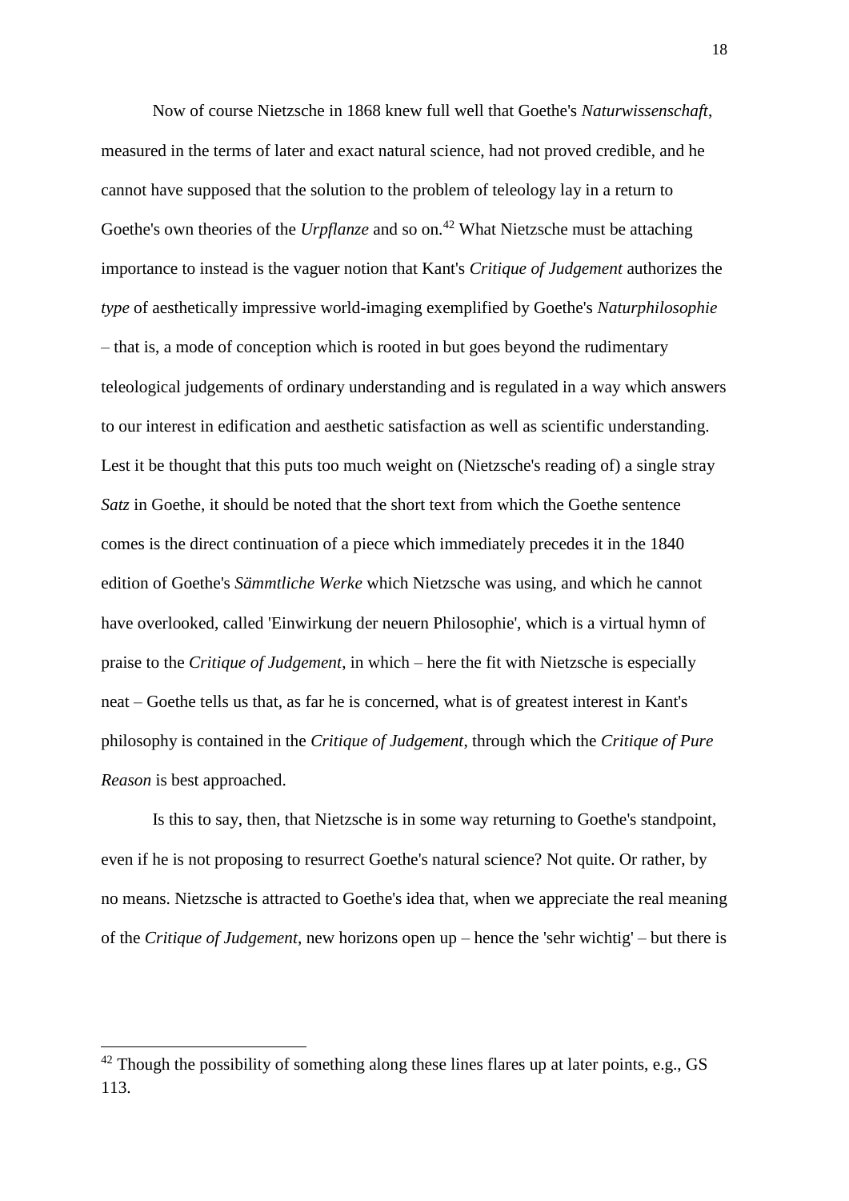Now of course Nietzsche in 1868 knew full well that Goethe's *Naturwissenschaft*, measured in the terms of later and exact natural science, had not proved credible, and he cannot have supposed that the solution to the problem of teleology lay in a return to Goethe's own theories of the *Urpflanze* and so on.[42] What Nietzsche must be attaching importance to instead is the vaguer notion that Kant's *Critique of Judgement* authorizes the *type* of aesthetically impressive world-imaging exemplified by Goethe's *Naturphilosophie* – that is, a mode of conception which is rooted in but goes beyond the rudimentary teleological judgements of ordinary understanding and is regulated in a way which answers to our interest in edification and aesthetic satisfaction as well as scientific understanding. Lest it be thought that this puts too much weight on (Nietzsche's reading of) a single stray *Satz* in Goethe, it should be noted that the short text from which the Goethe sentence comes is the direct continuation of a piece which immediately precedes it in the 1840 edition of Goethe's *Sämmtliche Werke* which Nietzsche was using, and which he cannot have overlooked, called 'Einwirkung der neuern Philosophie', which is a virtual hymn of praise to the *Critique of Judgement*, in which – here the fit with Nietzsche is especially neat – Goethe tells us that, as far he is concerned, what is of greatest interest in Kant's philosophy is contained in the *Critique of Judgement*, through which the *Critique of Pure Reason* is best approached.

Is this to say, then, that Nietzsche is in some way returning to Goethe's standpoint, even if he is not proposing to resurrect Goethe's natural science? Not quite. Or rather, by no means. Nietzsche is attracted to Goethe's idea that, when we appreciate the real meaning of the *Critique of Judgement*, new horizons open up – hence the 'sehr wichtig' – but there is

---

[42] Though the possibility of something along these lines flares up at later points, e.g., GS 113.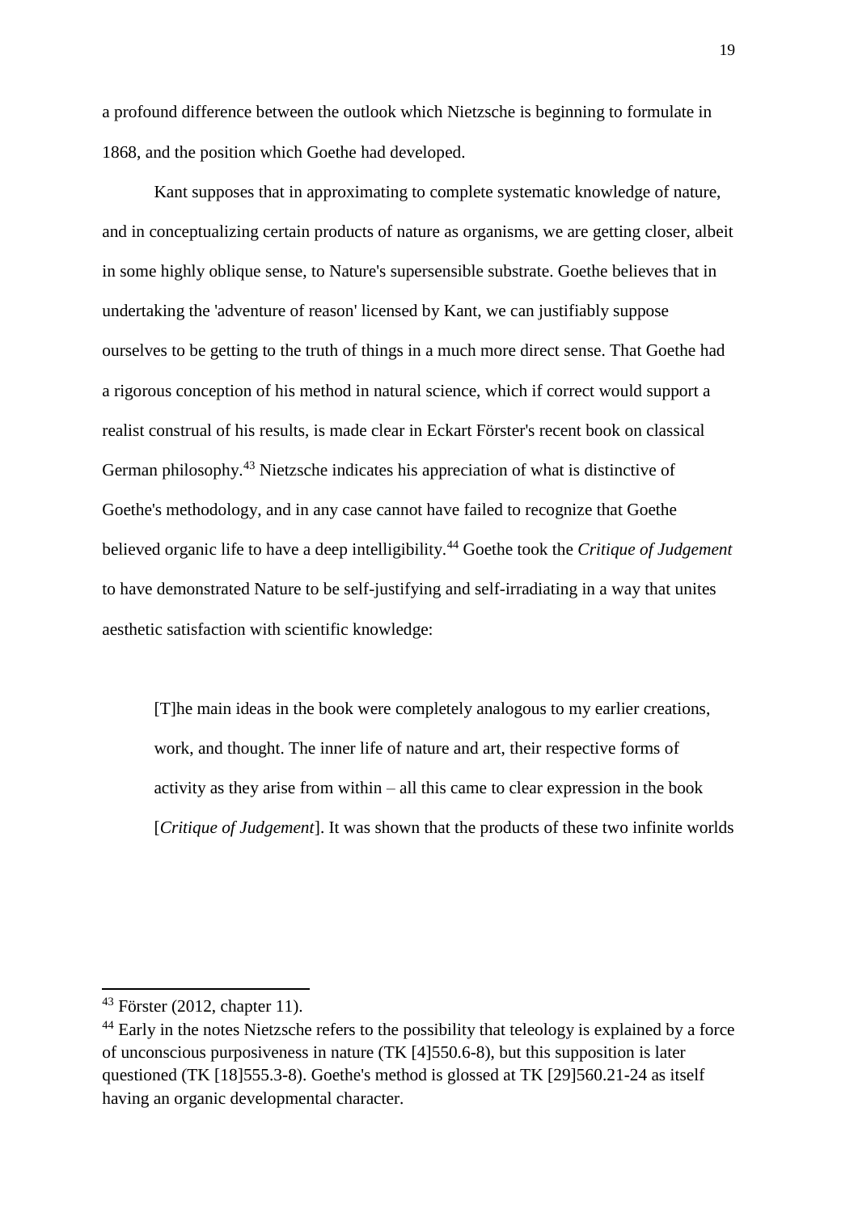a profound difference between the outlook which Nietzsche is beginning to formulate in 1868, and the position which Goethe had developed.

Kant supposes that in approximating to complete systematic knowledge of nature, and in conceptualizing certain products of nature as organisms, we are getting closer, albeit in some highly oblique sense, to Nature's supersensible substrate. Goethe believes that in undertaking the 'adventure of reason' licensed by Kant, we can justifiably suppose ourselves to be getting to the truth of things in a much more direct sense. That Goethe had a rigorous conception of his method in natural science, which if correct would support a realist construal of his results, is made clear in Eckart Förster's recent book on classical German philosophy.[43] Nietzsche indicates his appreciation of what is distinctive of Goethe's methodology, and in any case cannot have failed to recognize that Goethe believed organic life to have a deep intelligibility.[44] Goethe took the *Critique of Judgement* to have demonstrated Nature to be self-justifying and self-irradiating in a way that unites aesthetic satisfaction with scientific knowledge:

> [T]he main ideas in the book were completely analogous to my earlier creations, work, and thought. The inner life of nature and art, their respective forms of activity as they arise from within – all this came to clear expression in the book [*Critique of Judgement*]. It was shown that the products of these two infinite worlds

---

[43] Förster (2012, chapter 11).

[44] Early in the notes Nietzsche refers to the possibility that teleology is explained by a force of unconscious purposiveness in nature (TK [4]550.6-8), but this supposition is later questioned (TK [18]555.3-8). Goethe's method is glossed at TK [29]560.21-24 as itself having an organic developmental character.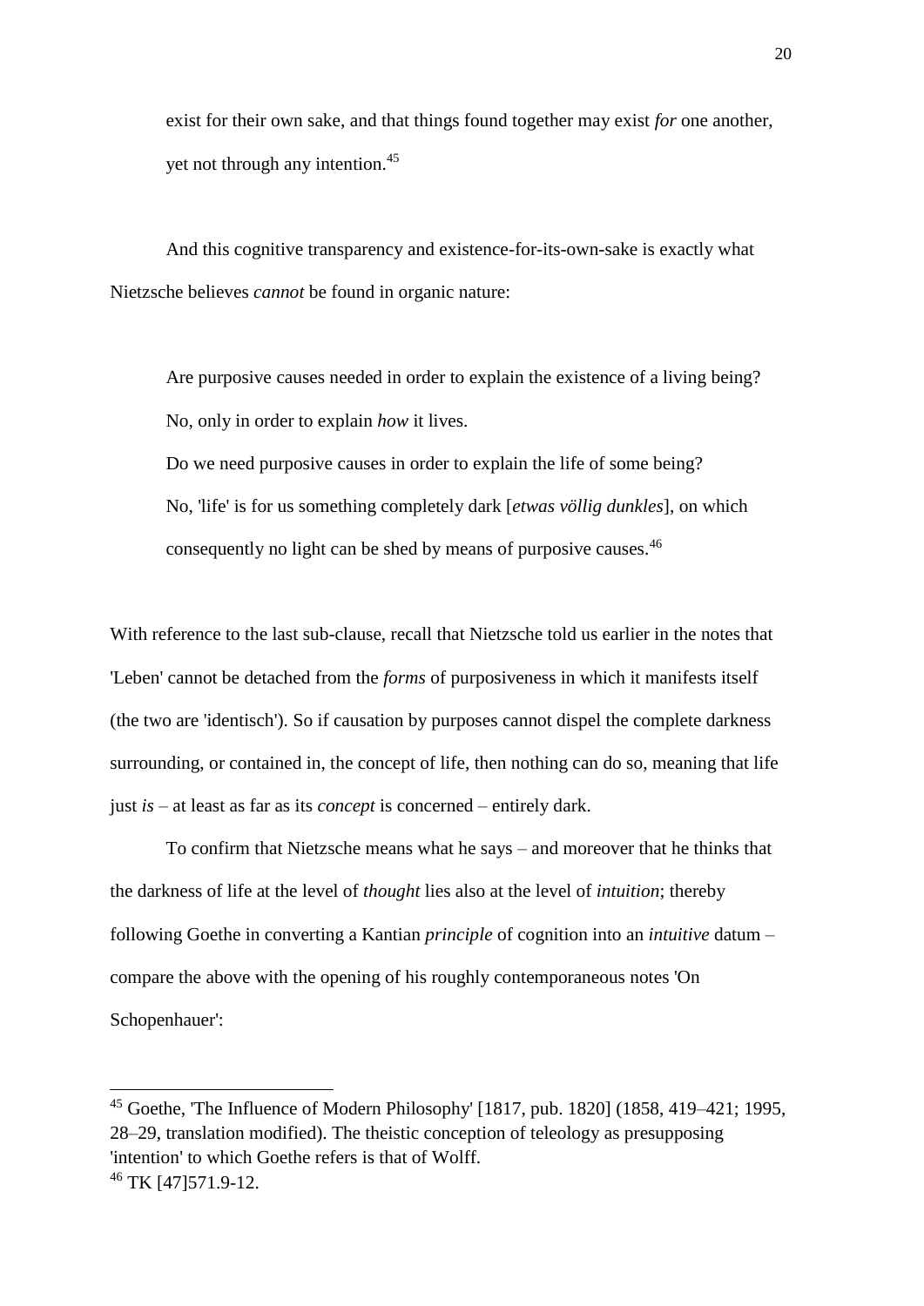> exist for their own sake, and that things found together may exist *for* one another, yet not through any intention.[45]

And this cognitive transparency and existence-for-its-own-sake is exactly what Nietzsche believes *cannot* be found in organic nature:

> Are purposive causes needed in order to explain the existence of a living being? No, only in order to explain *how* it lives.
>
> Do we need purposive causes in order to explain the life of some being?
>
> No, 'life' is for us something completely dark [*etwas völlig dunkles*], on which consequently no light can be shed by means of purposive causes.[46]

With reference to the last sub-clause, recall that Nietzsche told us earlier in the notes that 'Leben' cannot be detached from the *forms* of purposiveness in which it manifests itself (the two are 'identisch'). So if causation by purposes cannot dispel the complete darkness surrounding, or contained in, the concept of life, then nothing can do so, meaning that life just *is* – at least as far as its *concept* is concerned – entirely dark.

To confirm that Nietzsche means what he says – and moreover that he thinks that the darkness of life at the level of *thought* lies also at the level of *intuition*; thereby following Goethe in converting a Kantian *principle* of cognition into an *intuitive* datum – compare the above with the opening of his roughly contemporaneous notes 'On Schopenhauer':

---

[45] Goethe, 'The Influence of Modern Philosophy' [1817, pub. 1820] (1858, 419–421; 1995, 28–29, translation modified). The theistic conception of teleology as presupposing 'intention' to which Goethe refers is that of Wolff.

[46] TK [47]571.9-12.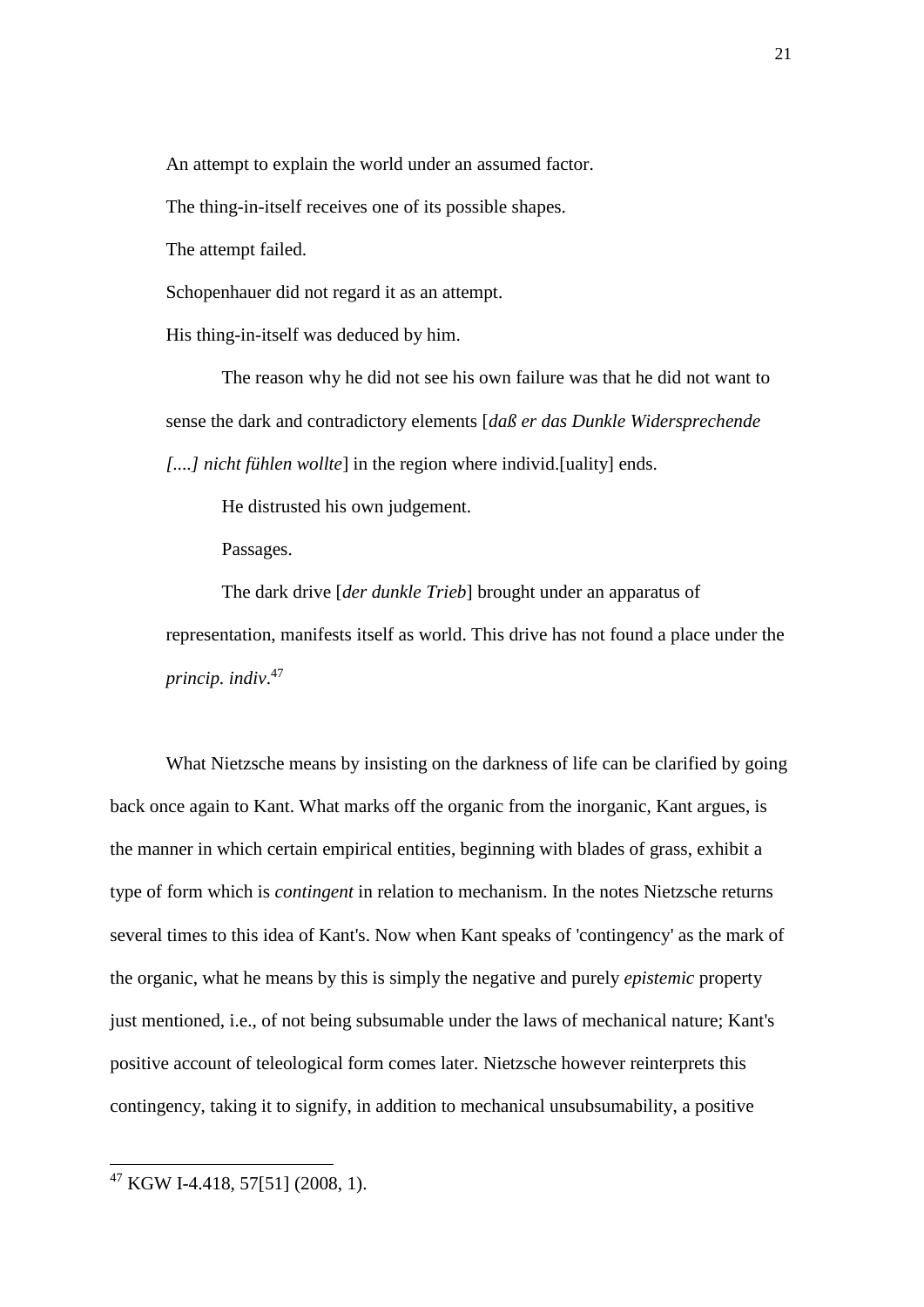An attempt to explain the world under an assumed factor.

The thing-in-itself receives one of its possible shapes.

The attempt failed.

Schopenhauer did not regard it as an attempt.

His thing-in-itself was deduced by him.

The reason why he did not see his own failure was that he did not want to sense the dark and contradictory elements [*daß er das Dunkle Widersprechende [....] nicht fühlen wollte*] in the region where individ.[uality] ends.

He distrusted his own judgement.

Passages.

The dark drive [*der dunkle Trieb*] brought under an apparatus of representation, manifests itself as world. This drive has not found a place under the *princip. indiv*.[47]

What Nietzsche means by insisting on the darkness of life can be clarified by going back once again to Kant. What marks off the organic from the inorganic, Kant argues, is the manner in which certain empirical entities, beginning with blades of grass, exhibit a type of form which is *contingent* in relation to mechanism. In the notes Nietzsche returns several times to this idea of Kant's. Now when Kant speaks of 'contingency' as the mark of the organic, what he means by this is simply the negative and purely *epistemic* property just mentioned, i.e., of not being subsumable under the laws of mechanical nature; Kant's positive account of teleological form comes later. Nietzsche however reinterprets this contingency, taking it to signify, in addition to mechanical unsubsumability, a positive

[47] KGW I-4.418, 57[51] (2008, 1).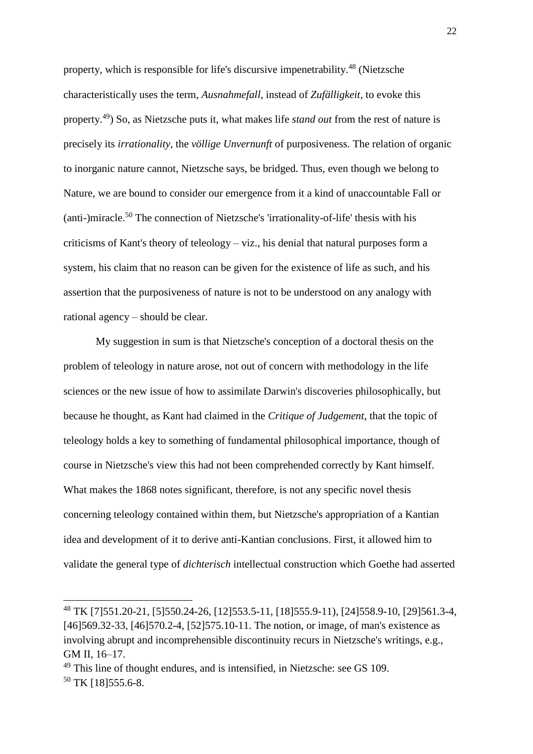property, which is responsible for life's discursive impenetrability.[48] (Nietzsche characteristically uses the term, *Ausnahmefall*, instead of *Zufälligkeit*, to evoke this property.[49]) So, as Nietzsche puts it, what makes life *stand out* from the rest of nature is precisely its *irrationality*, the *völlige Unvernunft* of purposiveness. The relation of organic to inorganic nature cannot, Nietzsche says, be bridged. Thus, even though we belong to Nature, we are bound to consider our emergence from it a kind of unaccountable Fall or (anti-)miracle.[50] The connection of Nietzsche's 'irrationality-of-life' thesis with his criticisms of Kant's theory of teleology – viz., his denial that natural purposes form a system, his claim that no reason can be given for the existence of life as such, and his assertion that the purposiveness of nature is not to be understood on any analogy with rational agency – should be clear.

My suggestion in sum is that Nietzsche's conception of a doctoral thesis on the problem of teleology in nature arose, not out of concern with methodology in the life sciences or the new issue of how to assimilate Darwin's discoveries philosophically, but because he thought, as Kant had claimed in the *Critique of Judgement*, that the topic of teleology holds a key to something of fundamental philosophical importance, though of course in Nietzsche's view this had not been comprehended correctly by Kant himself. What makes the 1868 notes significant, therefore, is not any specific novel thesis concerning teleology contained within them, but Nietzsche's appropriation of a Kantian idea and development of it to derive anti-Kantian conclusions. First, it allowed him to validate the general type of *dichterisch* intellectual construction which Goethe had asserted

---

[48] TK [7]551.20-21, [5]550.24-26, [12]553.5-11, [18]555.9-11), [24]558.9-10, [29]561.3-4, [46]569.32-33, [46]570.2-4, [52]575.10-11. The notion, or image, of man's existence as involving abrupt and incomprehensible discontinuity recurs in Nietzsche's writings, e.g., GM II, 16–17.

[49] This line of thought endures, and is intensified, in Nietzsche: see GS 109.

[50] TK [18]555.6-8.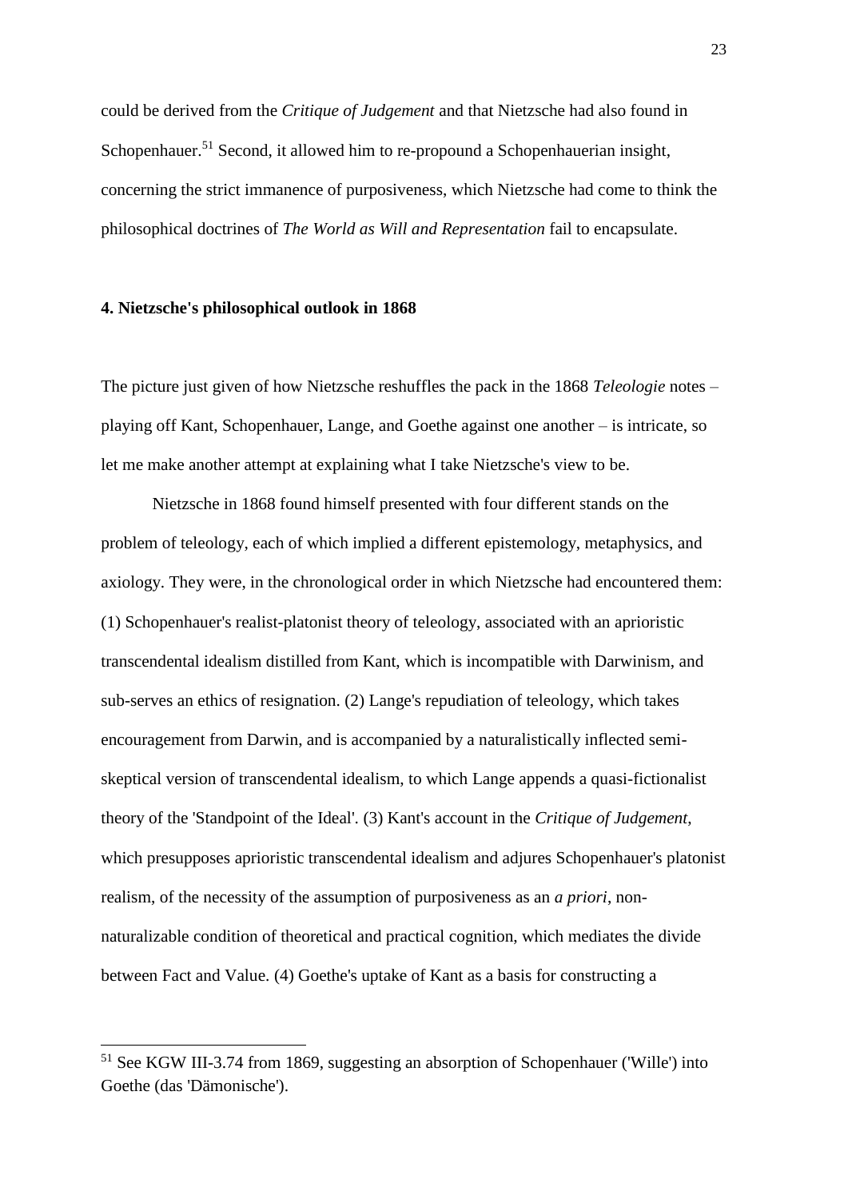could be derived from the *Critique of Judgement* and that Nietzsche had also found in Schopenhauer.[51] Second, it allowed him to re-propound a Schopenhauerian insight, concerning the strict immanence of purposiveness, which Nietzsche had come to think the philosophical doctrines of *The World as Will and Representation* fail to encapsulate.

**4. Nietzsche's philosophical outlook in 1868**

The picture just given of how Nietzsche reshuffles the pack in the 1868 *Teleologie* notes – playing off Kant, Schopenhauer, Lange, and Goethe against one another – is intricate, so let me make another attempt at explaining what I take Nietzsche's view to be.

Nietzsche in 1868 found himself presented with four different stands on the problem of teleology, each of which implied a different epistemology, metaphysics, and axiology. They were, in the chronological order in which Nietzsche had encountered them: (1) Schopenhauer's realist-platonist theory of teleology, associated with an aprioristic transcendental idealism distilled from Kant, which is incompatible with Darwinism, and sub-serves an ethics of resignation. (2) Lange's repudiation of teleology, which takes encouragement from Darwin, and is accompanied by a naturalistically inflected semi-skeptical version of transcendental idealism, to which Lange appends a quasi-fictionalist theory of the 'Standpoint of the Ideal'. (3) Kant's account in the *Critique of Judgement*, which presupposes aprioristic transcendental idealism and adjures Schopenhauer's platonist realism, of the necessity of the assumption of purposiveness as an *a priori*, non-naturalizable condition of theoretical and practical cognition, which mediates the divide between Fact and Value. (4) Goethe's uptake of Kant as a basis for constructing a

[51] See KGW III-3.74 from 1869, suggesting an absorption of Schopenhauer ('Wille') into Goethe (das 'Dämonische').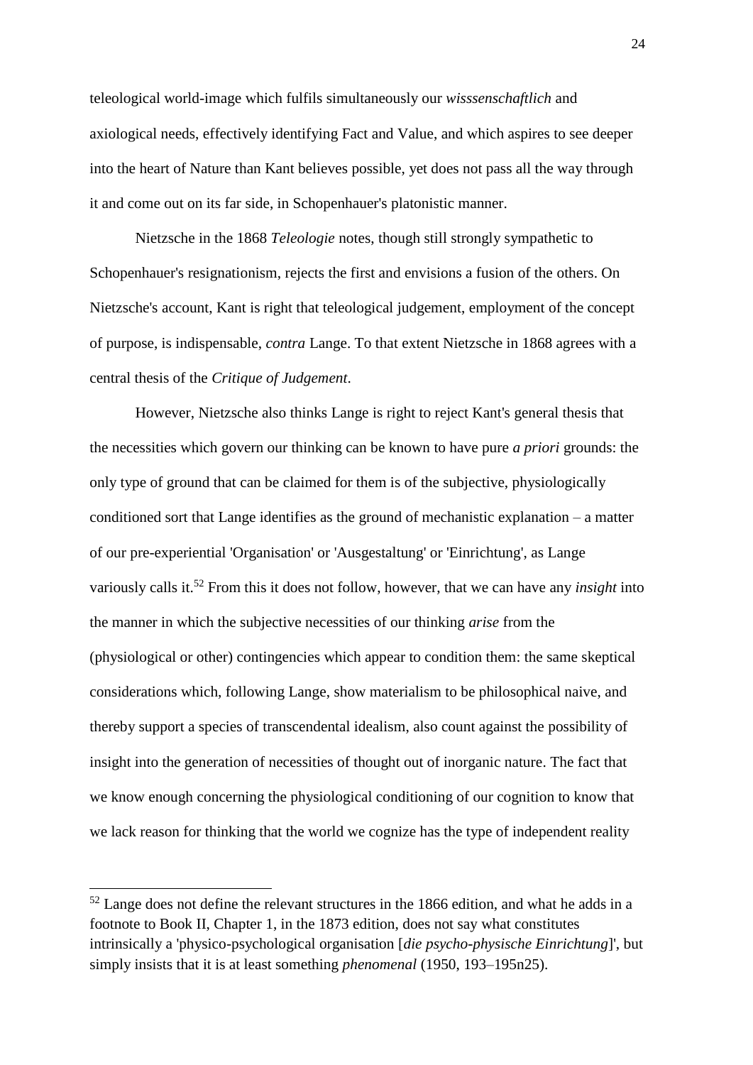teleological world-image which fulfils simultaneously our *wisssenschaftlich* and axiological needs, effectively identifying Fact and Value, and which aspires to see deeper into the heart of Nature than Kant believes possible, yet does not pass all the way through it and come out on its far side, in Schopenhauer's platonistic manner.

Nietzsche in the 1868 *Teleologie* notes, though still strongly sympathetic to Schopenhauer's resignationism, rejects the first and envisions a fusion of the others. On Nietzsche's account, Kant is right that teleological judgement, employment of the concept of purpose, is indispensable, *contra* Lange. To that extent Nietzsche in 1868 agrees with a central thesis of the *Critique of Judgement*.

However, Nietzsche also thinks Lange is right to reject Kant's general thesis that the necessities which govern our thinking can be known to have pure *a priori* grounds: the only type of ground that can be claimed for them is of the subjective, physiologically conditioned sort that Lange identifies as the ground of mechanistic explanation – a matter of our pre-experiential 'Organisation' or 'Ausgestaltung' or 'Einrichtung', as Lange variously calls it.[52] From this it does not follow, however, that we can have any *insight* into the manner in which the subjective necessities of our thinking *arise* from the (physiological or other) contingencies which appear to condition them: the same skeptical considerations which, following Lange, show materialism to be philosophical naive, and thereby support a species of transcendental idealism, also count against the possibility of insight into the generation of necessities of thought out of inorganic nature. The fact that we know enough concerning the physiological conditioning of our cognition to know that we lack reason for thinking that the world we cognize has the type of independent reality

[52] Lange does not define the relevant structures in the 1866 edition, and what he adds in a footnote to Book II, Chapter 1, in the 1873 edition, does not say what constitutes intrinsically a 'physico-psychological organisation [*die psycho-physische Einrichtung*]', but simply insists that it is at least something *phenomenal* (1950, 193–195n25).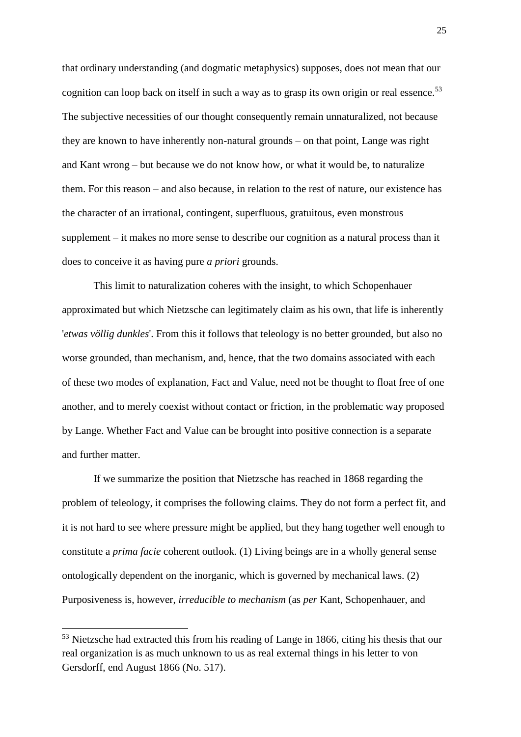that ordinary understanding (and dogmatic metaphysics) supposes, does not mean that our cognition can loop back on itself in such a way as to grasp its own origin or real essence.[53] The subjective necessities of our thought consequently remain unnaturalized, not because they are known to have inherently non-natural grounds – on that point, Lange was right and Kant wrong – but because we do not know how, or what it would be, to naturalize them. For this reason – and also because, in relation to the rest of nature, our existence has the character of an irrational, contingent, superfluous, gratuitous, even monstrous supplement – it makes no more sense to describe our cognition as a natural process than it does to conceive it as having pure *a priori* grounds.

This limit to naturalization coheres with the insight, to which Schopenhauer approximated but which Nietzsche can legitimately claim as his own, that life is inherently '*etwas völlig dunkles*'. From this it follows that teleology is no better grounded, but also no worse grounded, than mechanism, and, hence, that the two domains associated with each of these two modes of explanation, Fact and Value, need not be thought to float free of one another, and to merely coexist without contact or friction, in the problematic way proposed by Lange. Whether Fact and Value can be brought into positive connection is a separate and further matter.

If we summarize the position that Nietzsche has reached in 1868 regarding the problem of teleology, it comprises the following claims. They do not form a perfect fit, and it is not hard to see where pressure might be applied, but they hang together well enough to constitute a *prima facie* coherent outlook. (1) Living beings are in a wholly general sense ontologically dependent on the inorganic, which is governed by mechanical laws. (2) Purposiveness is, however, *irreducible to mechanism* (as *per* Kant, Schopenhauer, and

---

[53] Nietzsche had extracted this from his reading of Lange in 1866, citing his thesis that our real organization is as much unknown to us as real external things in his letter to von Gersdorff, end August 1866 (No. 517).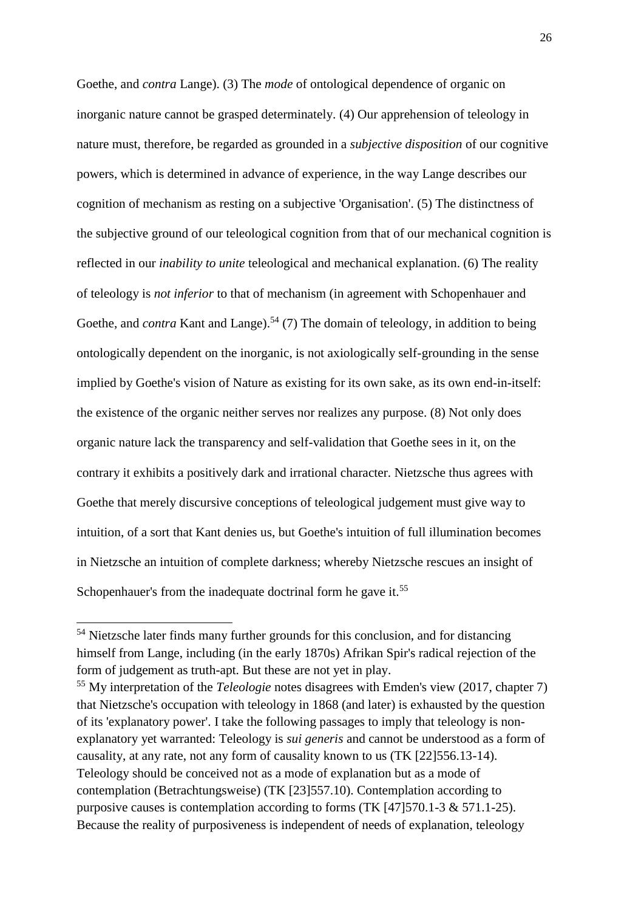Goethe, and *contra* Lange). (3) The *mode* of ontological dependence of organic on inorganic nature cannot be grasped determinately. (4) Our apprehension of teleology in nature must, therefore, be regarded as grounded in a *subjective disposition* of our cognitive powers, which is determined in advance of experience, in the way Lange describes our cognition of mechanism as resting on a subjective 'Organisation'. (5) The distinctness of the subjective ground of our teleological cognition from that of our mechanical cognition is reflected in our *inability to unite* teleological and mechanical explanation. (6) The reality of teleology is *not inferior* to that of mechanism (in agreement with Schopenhauer and Goethe, and *contra* Kant and Lange).[54] (7) The domain of teleology, in addition to being ontologically dependent on the inorganic, is not axiologically self-grounding in the sense implied by Goethe's vision of Nature as existing for its own sake, as its own end-in-itself: the existence of the organic neither serves nor realizes any purpose. (8) Not only does organic nature lack the transparency and self-validation that Goethe sees in it, on the contrary it exhibits a positively dark and irrational character. Nietzsche thus agrees with Goethe that merely discursive conceptions of teleological judgement must give way to intuition, of a sort that Kant denies us, but Goethe's intuition of full illumination becomes in Nietzsche an intuition of complete darkness; whereby Nietzsche rescues an insight of Schopenhauer's from the inadequate doctrinal form he gave it.[55]

---

[54] Nietzsche later finds many further grounds for this conclusion, and for distancing himself from Lange, including (in the early 1870s) Afrikan Spir's radical rejection of the form of judgement as truth-apt. But these are not yet in play.

[55] My interpretation of the *Teleologie* notes disagrees with Emden's view (2017, chapter 7) that Nietzsche's occupation with teleology in 1868 (and later) is exhausted by the question of its 'explanatory power'. I take the following passages to imply that teleology is non-explanatory yet warranted: Teleology is *sui generis* and cannot be understood as a form of causality, at any rate, not any form of causality known to us (TK [22]556.13-14). Teleology should be conceived not as a mode of explanation but as a mode of contemplation (Betrachtungsweise) (TK [23]557.10). Contemplation according to purposive causes is contemplation according to forms (TK [47]570.1-3 & 571.1-25). Because the reality of purposiveness is independent of needs of explanation, teleology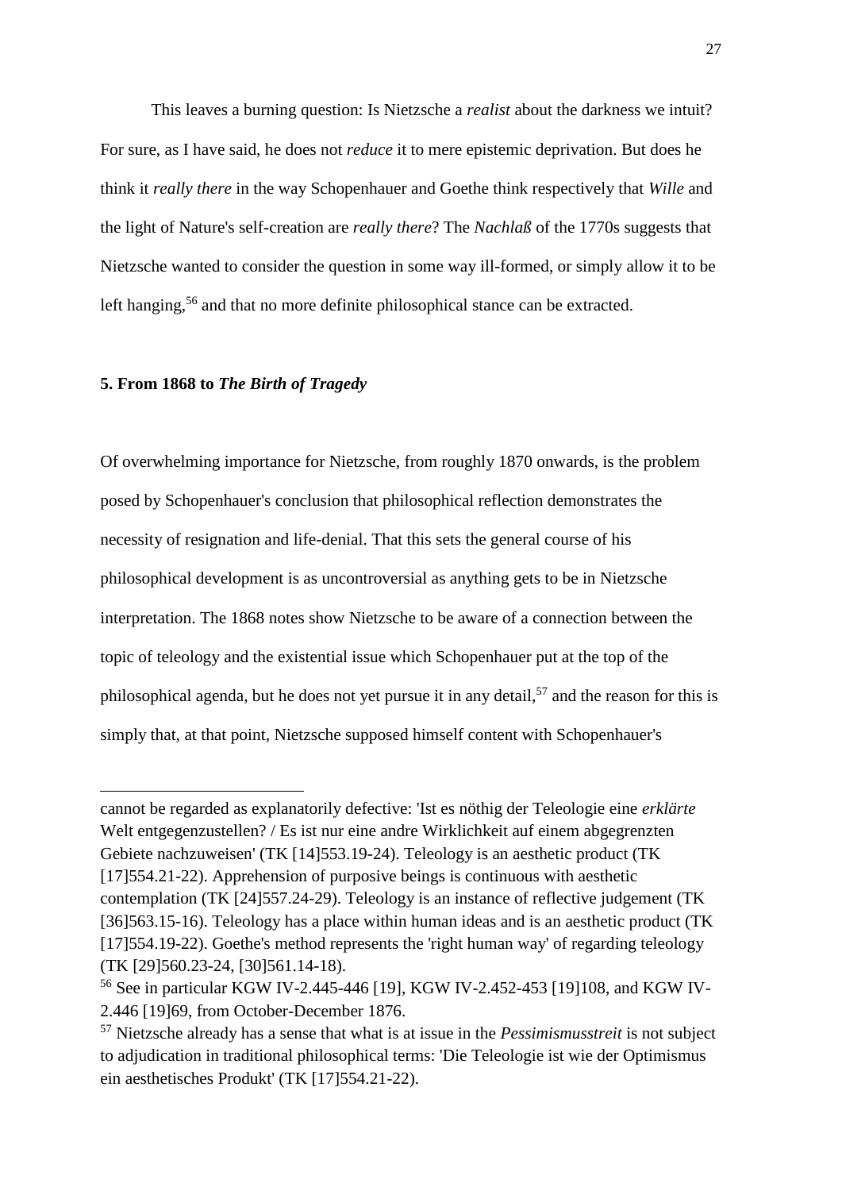This leaves a burning question: Is Nietzsche a *realist* about the darkness we intuit? For sure, as I have said, he does not *reduce* it to mere epistemic deprivation. But does he think it *really there* in the way Schopenhauer and Goethe think respectively that *Wille* and the light of Nature's self-creation are *really there*? The *Nachlaß* of the 1770s suggests that Nietzsche wanted to consider the question in some way ill-formed, or simply allow it to be left hanging,[56] and that no more definite philosophical stance can be extracted.

**5. From 1868 to *The Birth of Tragedy***

Of overwhelming importance for Nietzsche, from roughly 1870 onwards, is the problem posed by Schopenhauer's conclusion that philosophical reflection demonstrates the necessity of resignation and life-denial. That this sets the general course of his philosophical development is as uncontroversial as anything gets to be in Nietzsche interpretation. The 1868 notes show Nietzsche to be aware of a connection between the topic of teleology and the existential issue which Schopenhauer put at the top of the philosophical agenda, but he does not yet pursue it in any detail,[57] and the reason for this is simply that, at that point, Nietzsche supposed himself content with Schopenhauer's

---

cannot be regarded as explanatorily defective: 'Ist es nöthig der Teleologie eine *erklärte* Welt entgegenzustellen? / Es ist nur eine andre Wirklichkeit auf einem abgegrenzten Gebiete nachzuweisen' (TK [14]553.19-24). Teleology is an aesthetic product (TK [17]554.21-22). Apprehension of purposive beings is continuous with aesthetic contemplation (TK [24]557.24-29). Teleology is an instance of reflective judgement (TK [36]563.15-16). Teleology has a place within human ideas and is an aesthetic product (TK [17]554.19-22). Goethe's method represents the 'right human way' of regarding teleology (TK [29]560.23-24, [30]561.14-18).

[56] See in particular KGW IV-2.445-446 [19], KGW IV-2.452-453 [19]108, and KGW IV-2.446 [19]69, from October-December 1876.

[57] Nietzsche already has a sense that what is at issue in the *Pessimismusstreit* is not subject to adjudication in traditional philosophical terms: 'Die Teleologie ist wie der Optimismus ein aesthetisches Produkt' (TK [17]554.21-22).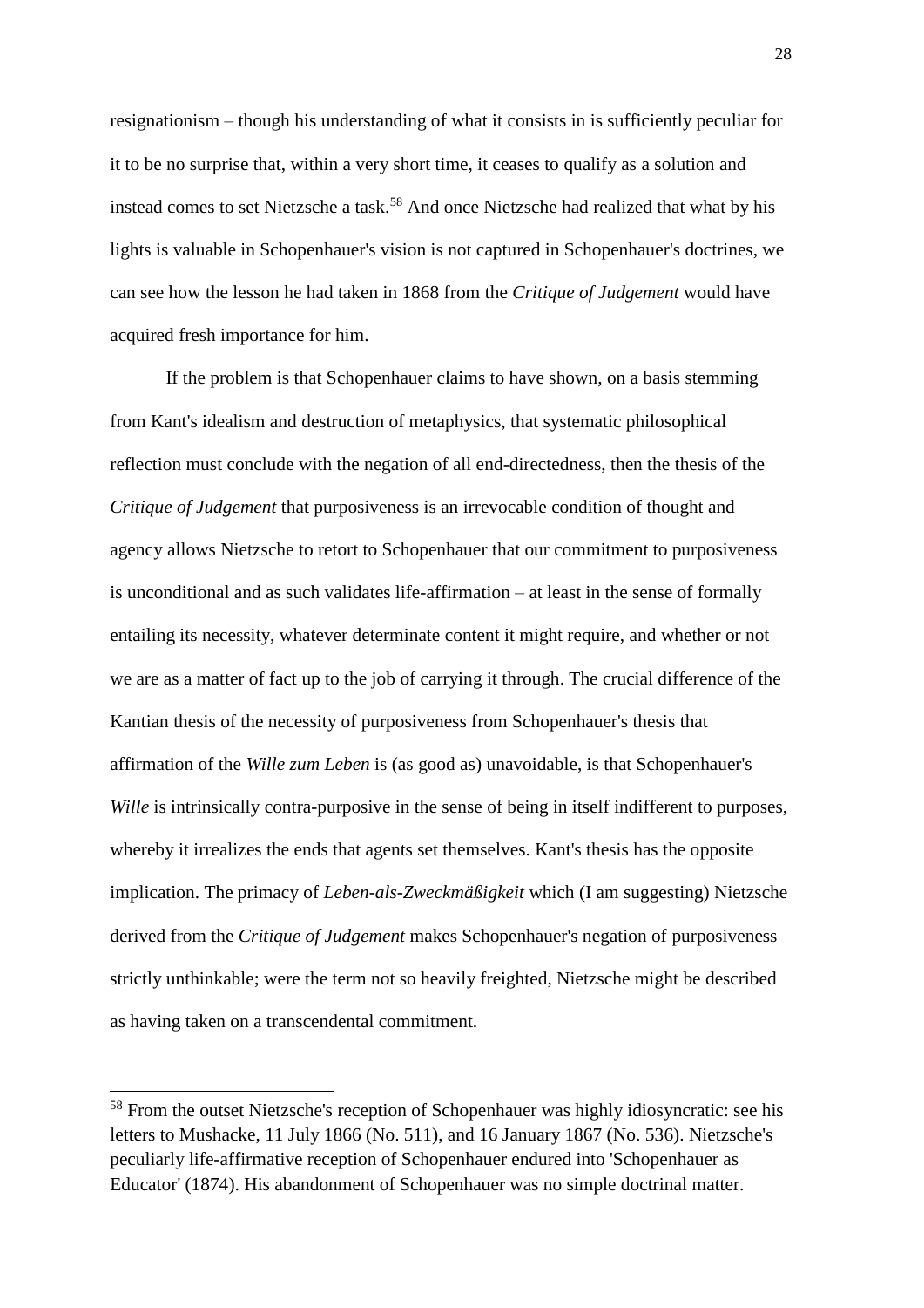resignationism – though his understanding of what it consists in is sufficiently peculiar for it to be no surprise that, within a very short time, it ceases to qualify as a solution and instead comes to set Nietzsche a task.[58] And once Nietzsche had realized that what by his lights is valuable in Schopenhauer's vision is not captured in Schopenhauer's doctrines, we can see how the lesson he had taken in 1868 from the *Critique of Judgement* would have acquired fresh importance for him.

If the problem is that Schopenhauer claims to have shown, on a basis stemming from Kant's idealism and destruction of metaphysics, that systematic philosophical reflection must conclude with the negation of all end-directedness, then the thesis of the *Critique of Judgement* that purposiveness is an irrevocable condition of thought and agency allows Nietzsche to retort to Schopenhauer that our commitment to purposiveness is unconditional and as such validates life-affirmation – at least in the sense of formally entailing its necessity, whatever determinate content it might require, and whether or not we are as a matter of fact up to the job of carrying it through. The crucial difference of the Kantian thesis of the necessity of purposiveness from Schopenhauer's thesis that affirmation of the *Wille zum Leben* is (as good as) unavoidable, is that Schopenhauer's *Wille* is intrinsically contra-purposive in the sense of being in itself indifferent to purposes, whereby it irrealizes the ends that agents set themselves. Kant's thesis has the opposite implication. The primacy of *Leben-als-Zweckmäßigkeit* which (I am suggesting) Nietzsche derived from the *Critique of Judgement* makes Schopenhauer's negation of purposiveness strictly unthinkable; were the term not so heavily freighted, Nietzsche might be described as having taken on a transcendental commitment.

---

[58] From the outset Nietzsche's reception of Schopenhauer was highly idiosyncratic: see his letters to Mushacke, 11 July 1866 (No. 511), and 16 January 1867 (No. 536). Nietzsche's peculiarly life-affirmative reception of Schopenhauer endured into 'Schopenhauer as Educator' (1874). His abandonment of Schopenhauer was no simple doctrinal matter.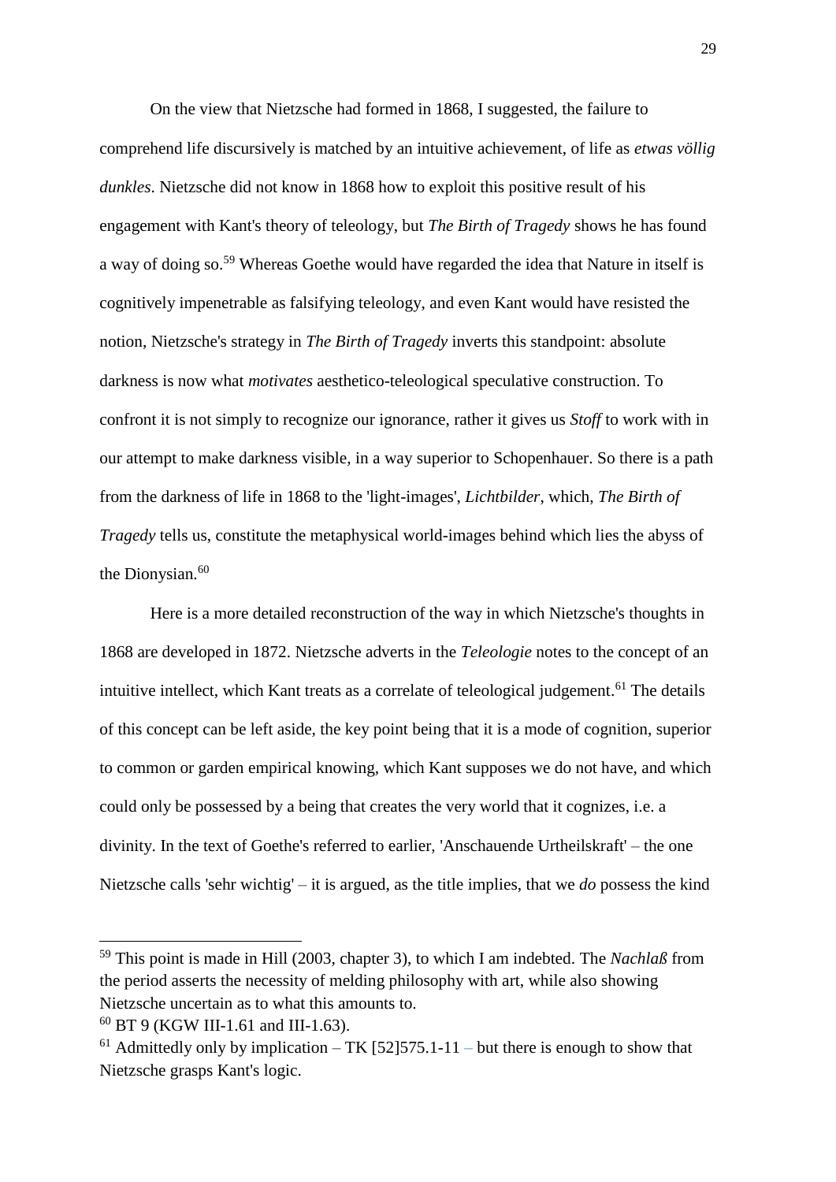On the view that Nietzsche had formed in 1868, I suggested, the failure to comprehend life discursively is matched by an intuitive achievement, of life as *etwas völlig dunkles*. Nietzsche did not know in 1868 how to exploit this positive result of his engagement with Kant's theory of teleology, but *The Birth of Tragedy* shows he has found a way of doing so.[59] Whereas Goethe would have regarded the idea that Nature in itself is cognitively impenetrable as falsifying teleology, and even Kant would have resisted the notion, Nietzsche's strategy in *The Birth of Tragedy* inverts this standpoint: absolute darkness is now what *motivates* aesthetico-teleological speculative construction. To confront it is not simply to recognize our ignorance, rather it gives us *Stoff* to work with in our attempt to make darkness visible, in a way superior to Schopenhauer. So there is a path from the darkness of life in 1868 to the 'light-images', *Lichtbilder*, which, *The Birth of Tragedy* tells us, constitute the metaphysical world-images behind which lies the abyss of the Dionysian.[60]

Here is a more detailed reconstruction of the way in which Nietzsche's thoughts in 1868 are developed in 1872. Nietzsche adverts in the *Teleologie* notes to the concept of an intuitive intellect, which Kant treats as a correlate of teleological judgement.[61] The details of this concept can be left aside, the key point being that it is a mode of cognition, superior to common or garden empirical knowing, which Kant supposes we do not have, and which could only be possessed by a being that creates the very world that it cognizes, i.e. a divinity. In the text of Goethe's referred to earlier, 'Anschauende Urtheilskraft' – the one Nietzsche calls 'sehr wichtig' – it is argued, as the title implies, that we *do* possess the kind

---

[59] This point is made in Hill (2003, chapter 3), to which I am indebted. The *Nachlaß* from the period asserts the necessity of melding philosophy with art, while also showing Nietzsche uncertain as to what this amounts to.

[60] BT 9 (KGW III-1.61 and III-1.63).

[61] Admittedly only by implication – TK [52]575.1-11 – but there is enough to show that Nietzsche grasps Kant's logic.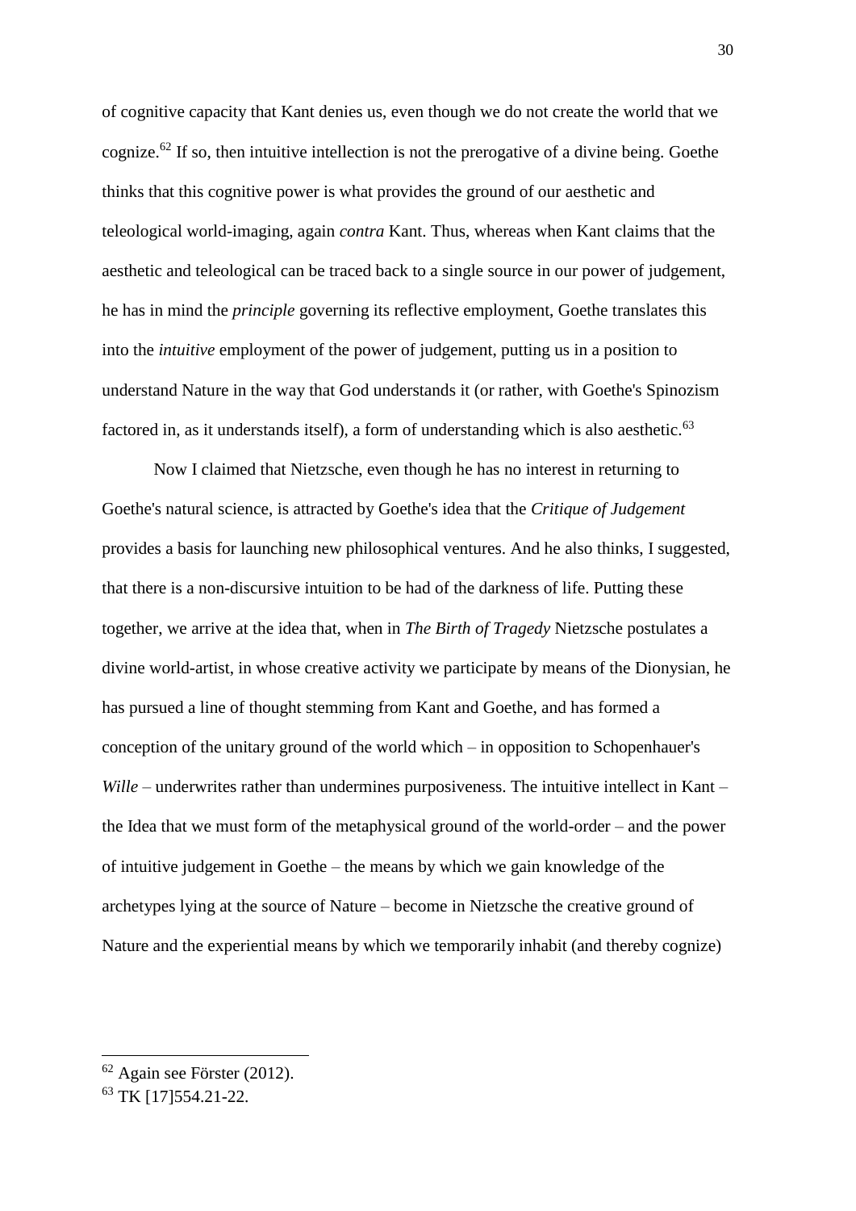of cognitive capacity that Kant denies us, even though we do not create the world that we cognize.[62] If so, then intuitive intellection is not the prerogative of a divine being. Goethe thinks that this cognitive power is what provides the ground of our aesthetic and teleological world-imaging, again *contra* Kant. Thus, whereas when Kant claims that the aesthetic and teleological can be traced back to a single source in our power of judgement, he has in mind the *principle* governing its reflective employment, Goethe translates this into the *intuitive* employment of the power of judgement, putting us in a position to understand Nature in the way that God understands it (or rather, with Goethe's Spinozism factored in, as it understands itself), a form of understanding which is also aesthetic.[63]

Now I claimed that Nietzsche, even though he has no interest in returning to Goethe's natural science, is attracted by Goethe's idea that the *Critique of Judgement* provides a basis for launching new philosophical ventures. And he also thinks, I suggested, that there is a non-discursive intuition to be had of the darkness of life. Putting these together, we arrive at the idea that, when in *The Birth of Tragedy* Nietzsche postulates a divine world-artist, in whose creative activity we participate by means of the Dionysian, he has pursued a line of thought stemming from Kant and Goethe, and has formed a conception of the unitary ground of the world which – in opposition to Schopenhauer's *Wille* – underwrites rather than undermines purposiveness. The intuitive intellect in Kant – the Idea that we must form of the metaphysical ground of the world-order – and the power of intuitive judgement in Goethe – the means by which we gain knowledge of the archetypes lying at the source of Nature – become in Nietzsche the creative ground of Nature and the experiential means by which we temporarily inhabit (and thereby cognize)

---

[62] Again see Förster (2012).

[63] TK [17]554.21-22.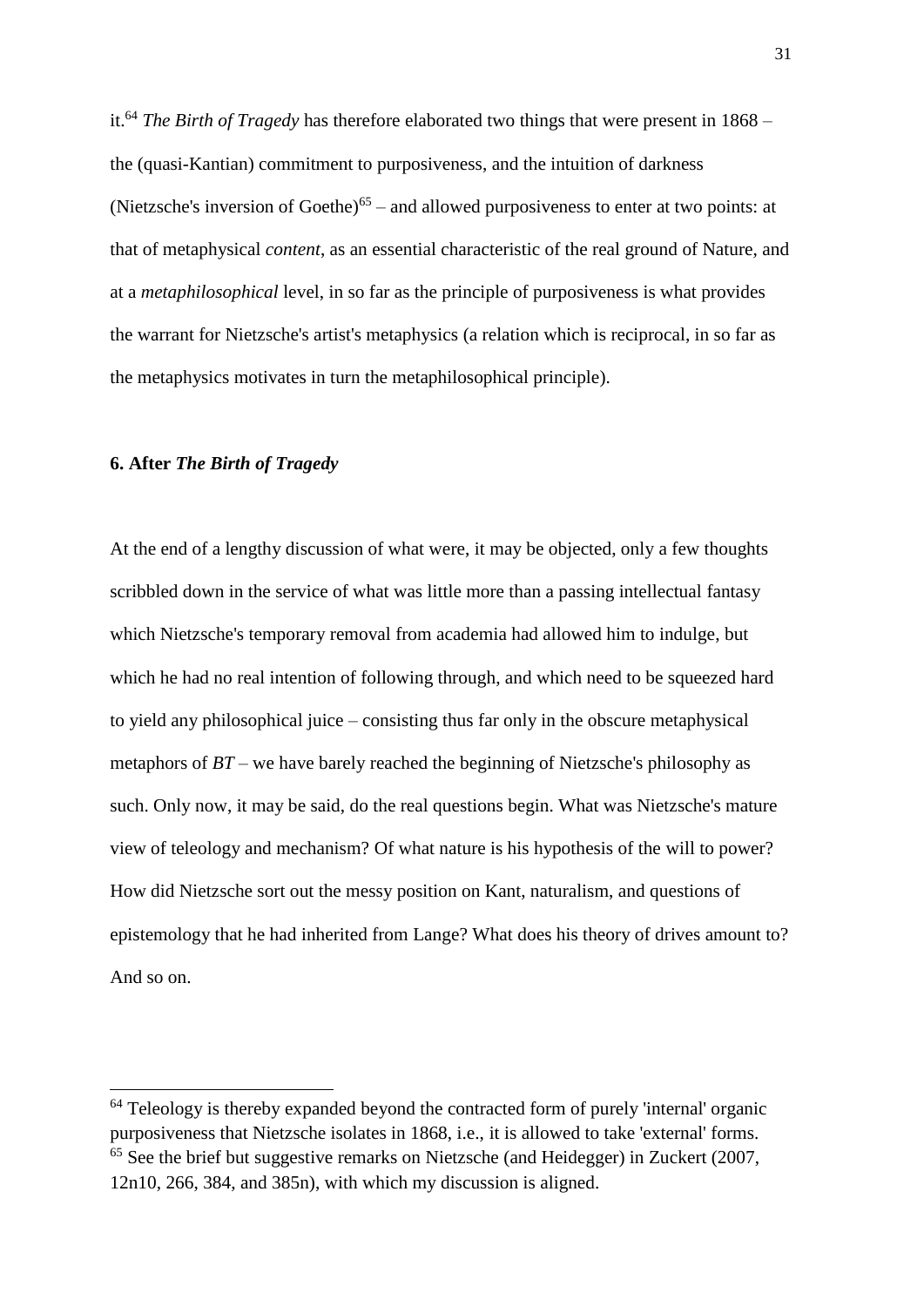it.[64] *The Birth of Tragedy* has therefore elaborated two things that were present in 1868 – the (quasi-Kantian) commitment to purposiveness, and the intuition of darkness (Nietzsche's inversion of Goethe)[65] – and allowed purposiveness to enter at two points: at that of metaphysical *content*, as an essential characteristic of the real ground of Nature, and at a *metaphilosophical* level, in so far as the principle of purposiveness is what provides the warrant for Nietzsche's artist's metaphysics (a relation which is reciprocal, in so far as the metaphysics motivates in turn the metaphilosophical principle).

## 6. After *The Birth of Tragedy*

At the end of a lengthy discussion of what were, it may be objected, only a few thoughts scribbled down in the service of what was little more than a passing intellectual fantasy which Nietzsche's temporary removal from academia had allowed him to indulge, but which he had no real intention of following through, and which need to be squeezed hard to yield any philosophical juice – consisting thus far only in the obscure metaphysical metaphors of *BT* – we have barely reached the beginning of Nietzsche's philosophy as such. Only now, it may be said, do the real questions begin. What was Nietzsche's mature view of teleology and mechanism? Of what nature is his hypothesis of the will to power? How did Nietzsche sort out the messy position on Kant, naturalism, and questions of epistemology that he had inherited from Lange? What does his theory of drives amount to? And so on.

---

[64] Teleology is thereby expanded beyond the contracted form of purely 'internal' organic purposiveness that Nietzsche isolates in 1868, i.e., it is allowed to take 'external' forms.

[65] See the brief but suggestive remarks on Nietzsche (and Heidegger) in Zuckert (2007, 12n10, 266, 384, and 385n), with which my discussion is aligned.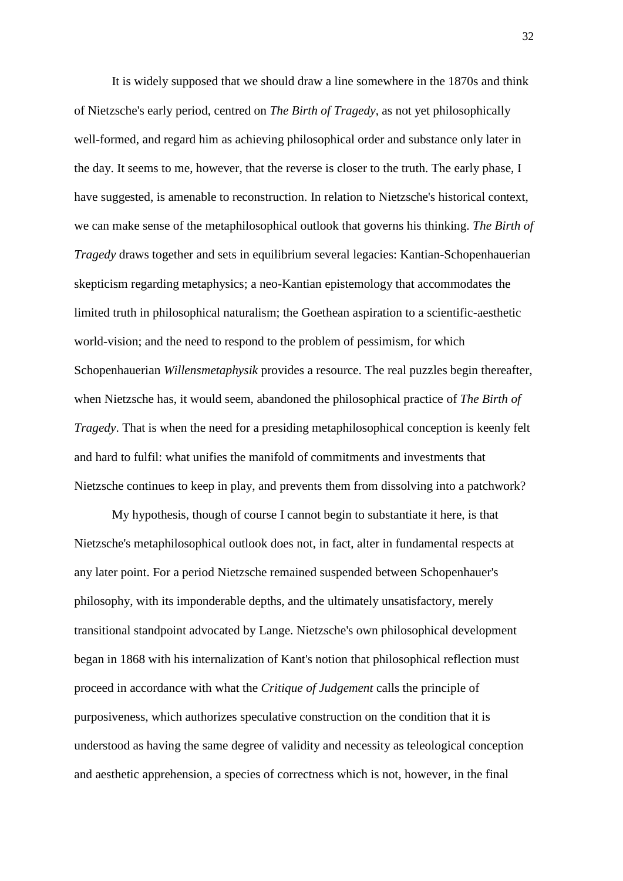It is widely supposed that we should draw a line somewhere in the 1870s and think of Nietzsche's early period, centred on *The Birth of Tragedy*, as not yet philosophically well-formed, and regard him as achieving philosophical order and substance only later in the day. It seems to me, however, that the reverse is closer to the truth. The early phase, I have suggested, is amenable to reconstruction. In relation to Nietzsche's historical context, we can make sense of the metaphilosophical outlook that governs his thinking. *The Birth of Tragedy* draws together and sets in equilibrium several legacies: Kantian-Schopenhauerian skepticism regarding metaphysics; a neo-Kantian epistemology that accommodates the limited truth in philosophical naturalism; the Goethean aspiration to a scientific-aesthetic world-vision; and the need to respond to the problem of pessimism, for which Schopenhauerian *Willensmetaphysik* provides a resource. The real puzzles begin thereafter, when Nietzsche has, it would seem, abandoned the philosophical practice of *The Birth of Tragedy*. That is when the need for a presiding metaphilosophical conception is keenly felt and hard to fulfil: what unifies the manifold of commitments and investments that Nietzsche continues to keep in play, and prevents them from dissolving into a patchwork?

My hypothesis, though of course I cannot begin to substantiate it here, is that Nietzsche's metaphilosophical outlook does not, in fact, alter in fundamental respects at any later point. For a period Nietzsche remained suspended between Schopenhauer's philosophy, with its imponderable depths, and the ultimately unsatisfactory, merely transitional standpoint advocated by Lange. Nietzsche's own philosophical development began in 1868 with his internalization of Kant's notion that philosophical reflection must proceed in accordance with what the *Critique of Judgement* calls the principle of purposiveness, which authorizes speculative construction on the condition that it is understood as having the same degree of validity and necessity as teleological conception and aesthetic apprehension, a species of correctness which is not, however, in the final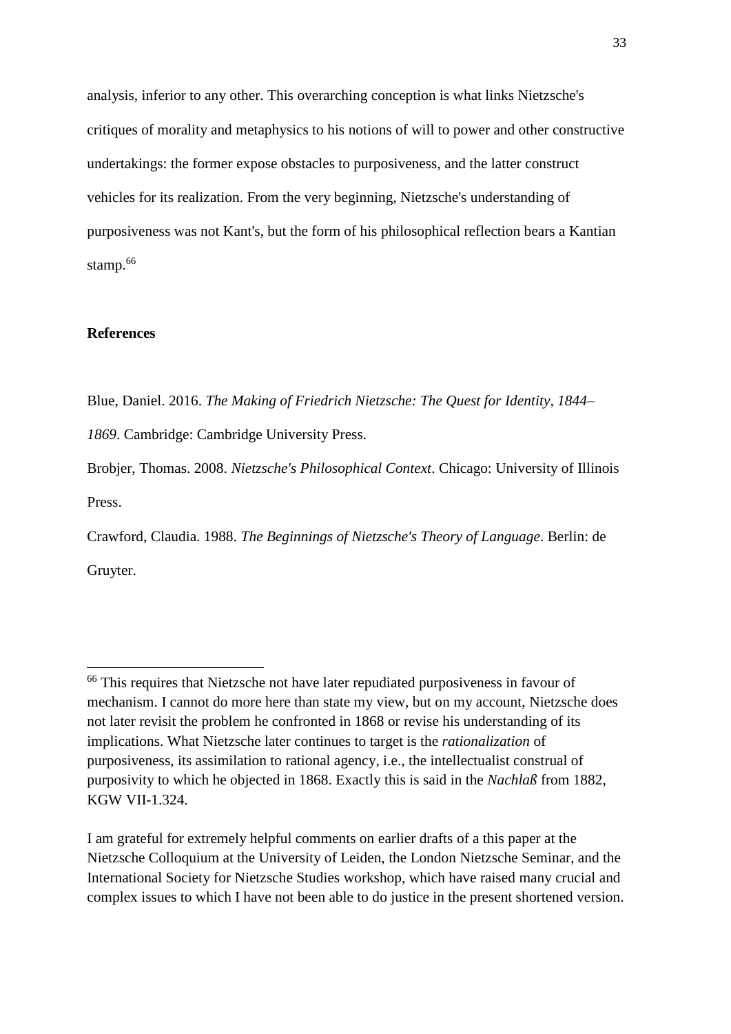analysis, inferior to any other. This overarching conception is what links Nietzsche's critiques of morality and metaphysics to his notions of will to power and other constructive undertakings: the former expose obstacles to purposiveness, and the latter construct vehicles for its realization. From the very beginning, Nietzsche's understanding of purposiveness was not Kant's, but the form of his philosophical reflection bears a Kantian stamp.[66]

## References

Blue, Daniel. 2016. *The Making of Friedrich Nietzsche: The Quest for Identity, 1844–1869*. Cambridge: Cambridge University Press.

Brobjer, Thomas. 2008. *Nietzsche's Philosophical Context*. Chicago: University of Illinois Press.

Crawford, Claudia. 1988. *The Beginnings of Nietzsche's Theory of Language*. Berlin: de Gruyter.

---

[66] This requires that Nietzsche not have later repudiated purposiveness in favour of mechanism. I cannot do more here than state my view, but on my account, Nietzsche does not later revisit the problem he confronted in 1868 or revise his understanding of its implications. What Nietzsche later continues to target is the *rationalization* of purposiveness, its assimilation to rational agency, i.e., the intellectualist construal of purposivity to which he objected in 1868. Exactly this is said in the *Nachlaß* from 1882, KGW VII-1.324.

I am grateful for extremely helpful comments on earlier drafts of a this paper at the Nietzsche Colloquium at the University of Leiden, the London Nietzsche Seminar, and the International Society for Nietzsche Studies workshop, which have raised many crucial and complex issues to which I have not been able to do justice in the present shortened version.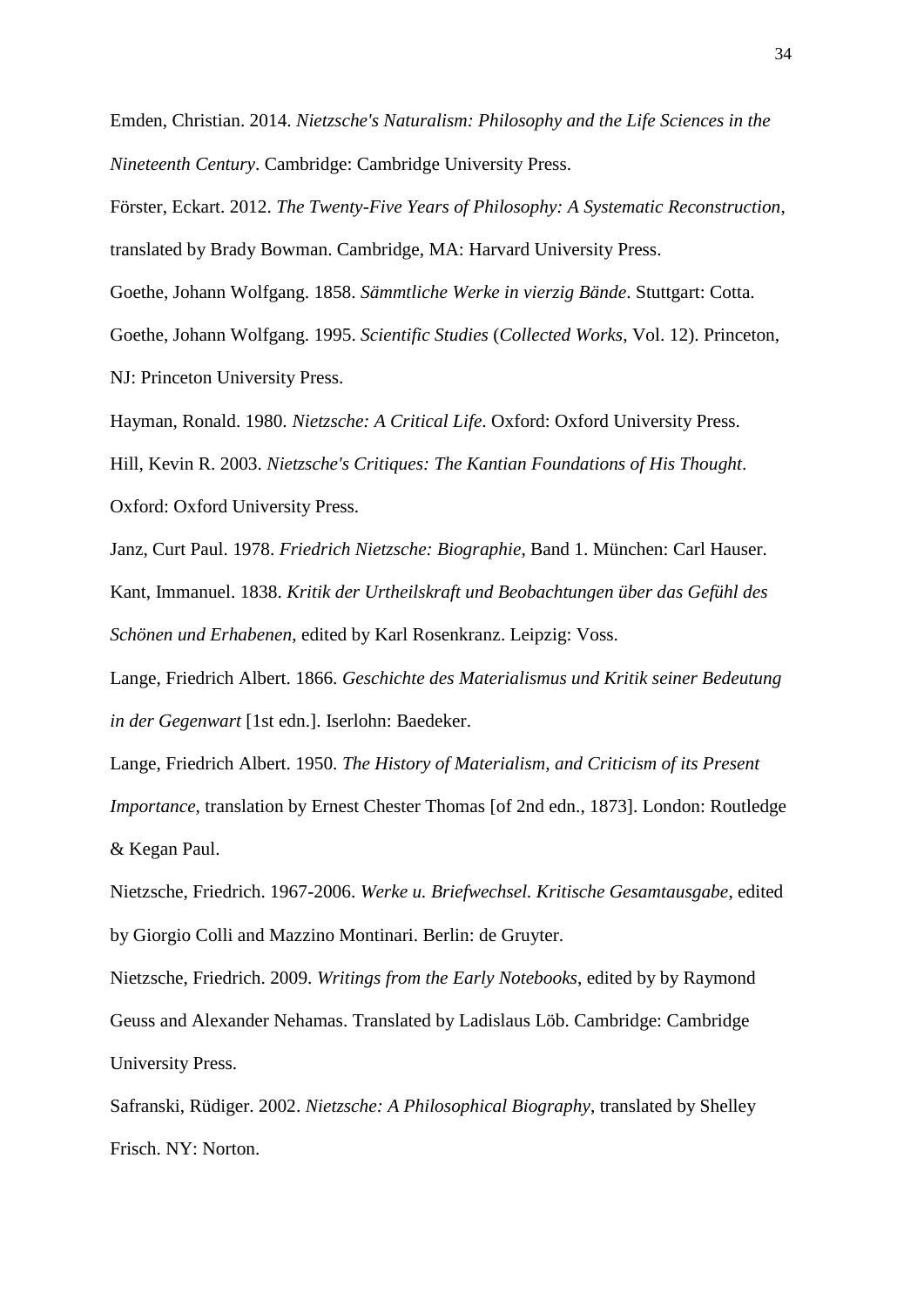Emden, Christian. 2014. *Nietzsche's Naturalism: Philosophy and the Life Sciences in the Nineteenth Century*. Cambridge: Cambridge University Press.

Förster, Eckart. 2012. *The Twenty-Five Years of Philosophy: A Systematic Reconstruction*, translated by Brady Bowman. Cambridge, MA: Harvard University Press.

Goethe, Johann Wolfgang. 1858. *Sämmtliche Werke in vierzig Bände*. Stuttgart: Cotta.

Goethe, Johann Wolfgang. 1995. *Scientific Studies* (*Collected Works*, Vol. 12). Princeton, NJ: Princeton University Press.

Hayman, Ronald. 1980. *Nietzsche: A Critical Life*. Oxford: Oxford University Press.

Hill, Kevin R. 2003. *Nietzsche's Critiques: The Kantian Foundations of His Thought*. Oxford: Oxford University Press.

Janz, Curt Paul. 1978. *Friedrich Nietzsche: Biographie*, Band 1. München: Carl Hauser.

Kant, Immanuel. 1838. *Kritik der Urtheilskraft und Beobachtungen über das Gefühl des Schönen und Erhabenen*, edited by Karl Rosenkranz. Leipzig: Voss.

Lange, Friedrich Albert. 1866. *Geschichte des Materialismus und Kritik seiner Bedeutung in der Gegenwart* [1st edn.]. Iserlohn: Baedeker.

Lange, Friedrich Albert. 1950. *The History of Materialism, and Criticism of its Present Importance*, translation by Ernest Chester Thomas [of 2nd edn., 1873]. London: Routledge & Kegan Paul.

Nietzsche, Friedrich. 1967-2006. *Werke u. Briefwechsel. Kritische Gesamtausgabe*, edited by Giorgio Colli and Mazzino Montinari. Berlin: de Gruyter.

Nietzsche, Friedrich. 2009. *Writings from the Early Notebooks*, edited by by Raymond Geuss and Alexander Nehamas. Translated by Ladislaus Löb. Cambridge: Cambridge University Press.

Safranski, Rüdiger. 2002. *Nietzsche: A Philosophical Biography*, translated by Shelley Frisch. NY: Norton.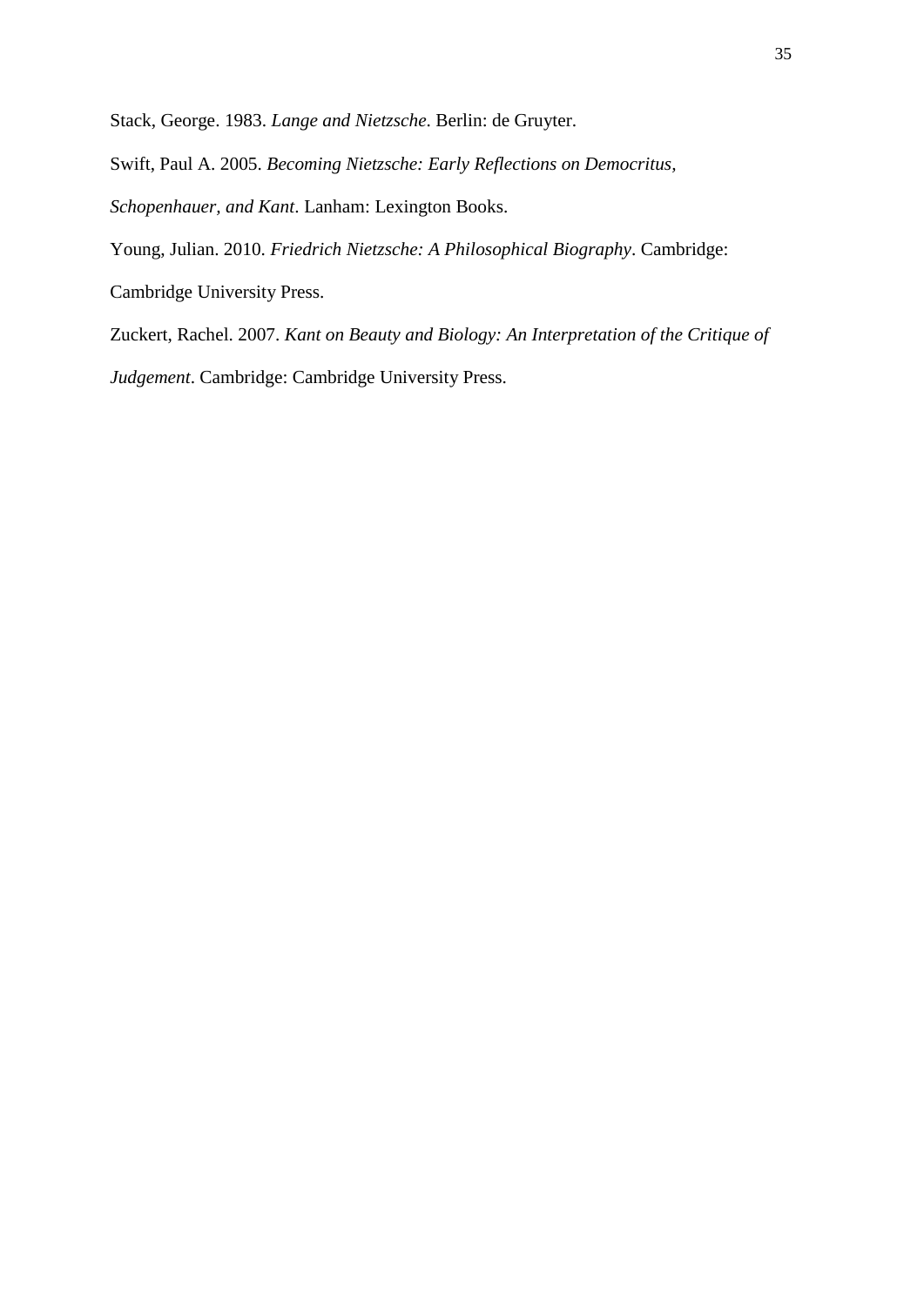Stack, George. 1983. *Lange and Nietzsche*. Berlin: de Gruyter.

Swift, Paul A. 2005. *Becoming Nietzsche: Early Reflections on Democritus, Schopenhauer, and Kant*. Lanham: Lexington Books.

Young, Julian. 2010. *Friedrich Nietzsche: A Philosophical Biography*. Cambridge: Cambridge University Press.

Zuckert, Rachel. 2007. *Kant on Beauty and Biology: An Interpretation of the Critique of Judgement*. Cambridge: Cambridge University Press.